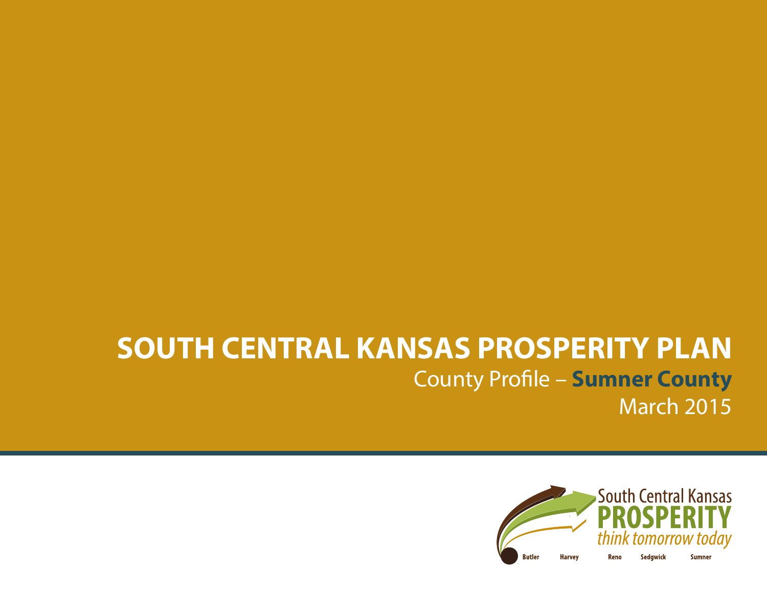# SOUTH CENTRAL KANSAS PROSPERITY PLAN

County Profile – **Sumner County**

March 2015

South Central Kansas
**PROSPERITY**
*think tomorrow today*

Butler Harvey Reno Sedgwick Sumner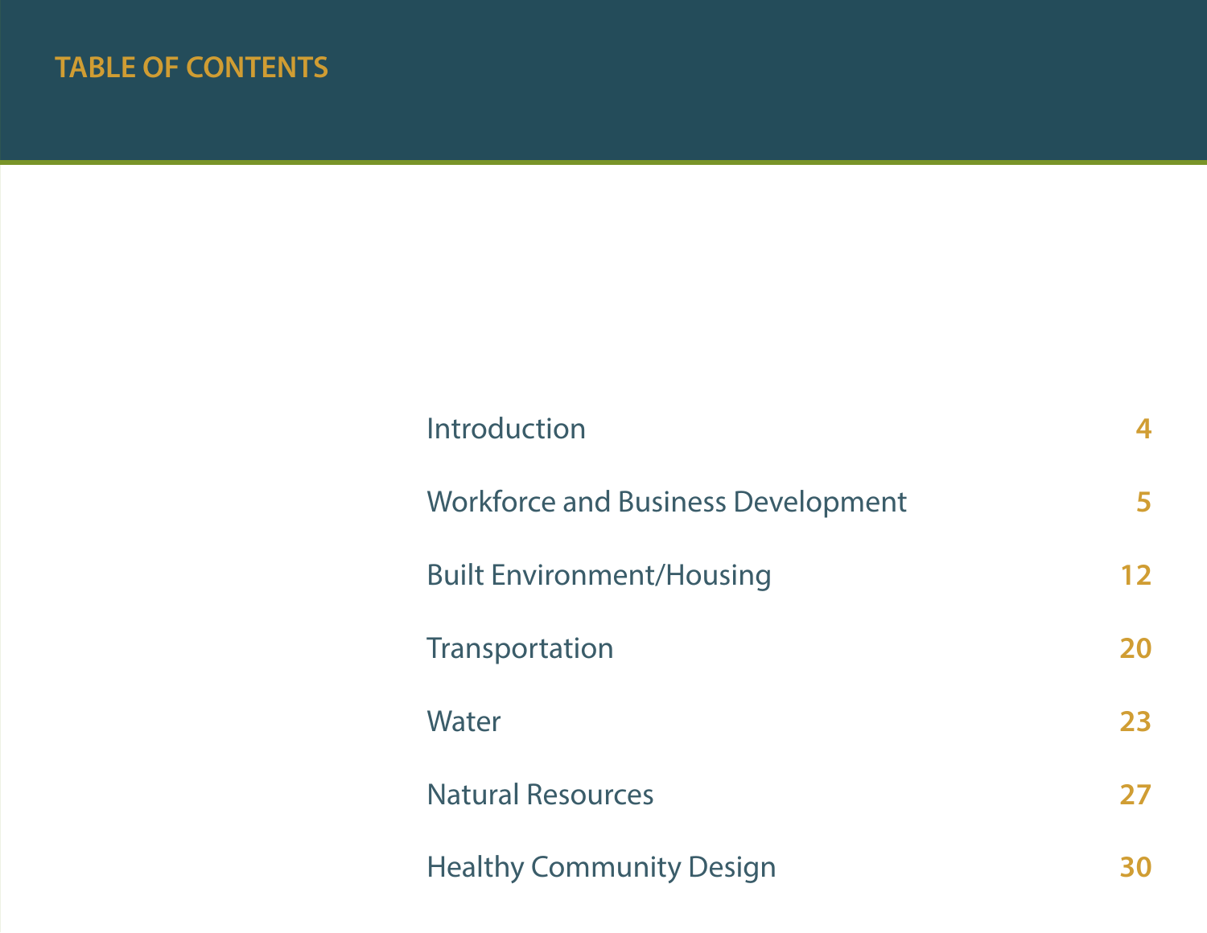# TABLE OF CONTENTS

| | |
|---|---|
| Introduction | 4 |
| Workforce and Business Development | 5 |
| Built Environment/Housing | 12 |
| Transportation | 20 |
| Water | 23 |
| Natural Resources | 27 |
| Healthy Community Design | 30 |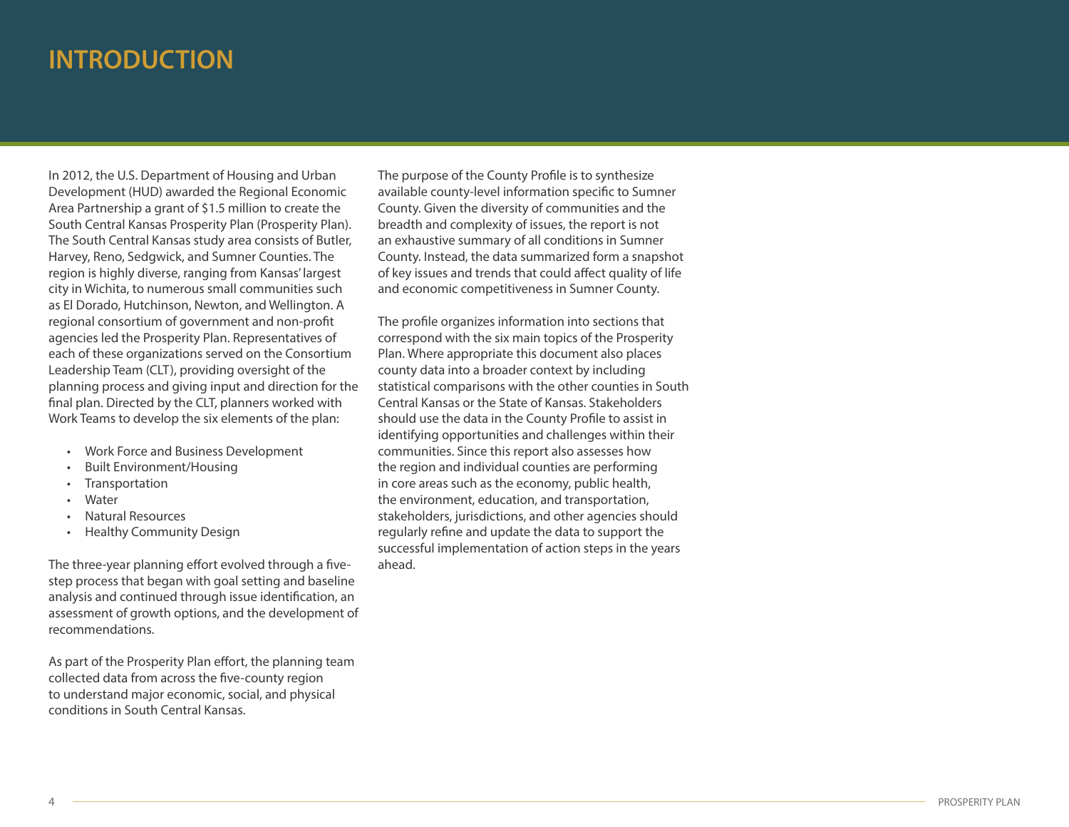# INTRODUCTION

In 2012, the U.S. Department of Housing and Urban Development (HUD) awarded the Regional Economic Area Partnership a grant of $1.5 million to create the South Central Kansas Prosperity Plan (Prosperity Plan). The South Central Kansas study area consists of Butler, Harvey, Reno, Sedgwick, and Sumner Counties. The region is highly diverse, ranging from Kansas' largest city in Wichita, to numerous small communities such as El Dorado, Hutchinson, Newton, and Wellington. A regional consortium of government and non-profit agencies led the Prosperity Plan. Representatives of each of these organizations served on the Consortium Leadership Team (CLT), providing oversight of the planning process and giving input and direction for the final plan. Directed by the CLT, planners worked with Work Teams to develop the six elements of the plan:

- Work Force and Business Development
- Built Environment/Housing
- Transportation
- Water
- Natural Resources
- Healthy Community Design

The three-year planning effort evolved through a five-step process that began with goal setting and baseline analysis and continued through issue identification, an assessment of growth options, and the development of recommendations.

As part of the Prosperity Plan effort, the planning team collected data from across the five-county region to understand major economic, social, and physical conditions in South Central Kansas.

The purpose of the County Profile is to synthesize available county-level information specific to Sumner County. Given the diversity of communities and the breadth and complexity of issues, the report is not an exhaustive summary of all conditions in Sumner County. Instead, the data summarized form a snapshot of key issues and trends that could affect quality of life and economic competitiveness in Sumner County.

The profile organizes information into sections that correspond with the six main topics of the Prosperity Plan. Where appropriate this document also places county data into a broader context by including statistical comparisons with the other counties in South Central Kansas or the State of Kansas. Stakeholders should use the data in the County Profile to assist in identifying opportunities and challenges within their communities. Since this report also assesses how the region and individual counties are performing in core areas such as the economy, public health, the environment, education, and transportation, stakeholders, jurisdictions, and other agencies should regularly refine and update the data to support the successful implementation of action steps in the years ahead.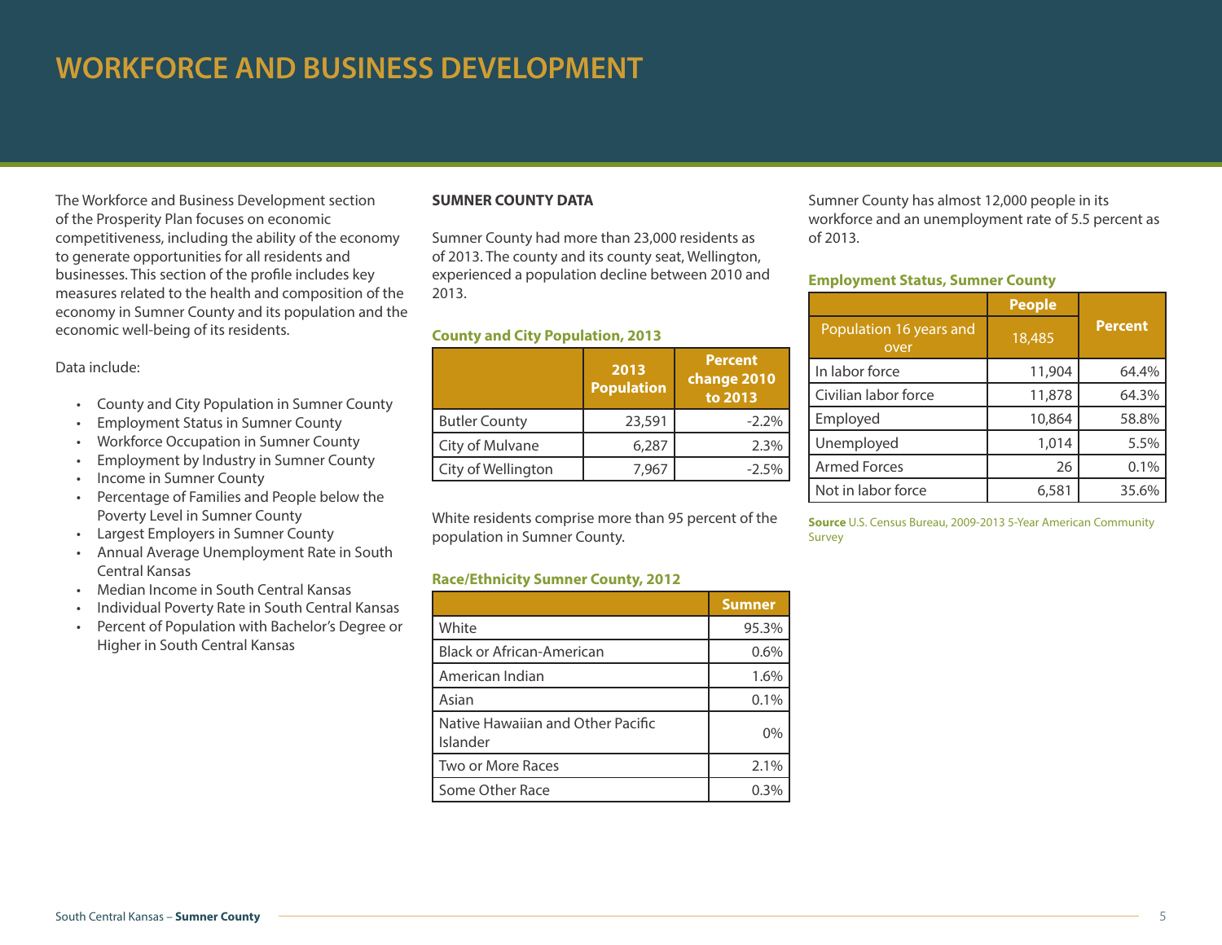# WORKFORCE AND BUSINESS DEVELOPMENT

The Workforce and Business Development section of the Prosperity Plan focuses on economic competitiveness, including the ability of the economy to generate opportunities for all residents and businesses. This section of the profile includes key measures related to the health and composition of the economy in Sumner County and its population and the economic well-being of its residents.

Data include:

- County and City Population in Sumner County
- Employment Status in Sumner County
- Workforce Occupation in Sumner County
- Employment by Industry in Sumner County
- Income in Sumner County
- Percentage of Families and People below the Poverty Level in Sumner County
- Largest Employers in Sumner County
- Annual Average Unemployment Rate in South Central Kansas
- Median Income in South Central Kansas
- Individual Poverty Rate in South Central Kansas
- Percent of Population with Bachelor's Degree or Higher in South Central Kansas

**SUMNER COUNTY DATA**

Sumner County had more than 23,000 residents as of 2013. The county and its county seat, Wellington, experienced a population decline between 2010 and 2013.

**County and City Population, 2013**

| | 2013 Population | Percent change 2010 to 2013 |
|---|---|---|
| Butler County | 23,591 | -2.2% |
| City of Mulvane | 6,287 | 2.3% |
| City of Wellington | 7,967 | -2.5% |

White residents comprise more than 95 percent of the population in Sumner County.

**Race/Ethnicity Sumner County, 2012**

| | Sumner |
|---|---|
| White | 95.3% |
| Black or African-American | 0.6% |
| American Indian | 1.6% |
| Asian | 0.1% |
| Native Hawaiian and Other Pacific Islander | 0% |
| Two or More Races | 2.1% |
| Some Other Race | 0.3% |

Sumner County has almost 12,000 people in its workforce and an unemployment rate of 5.5 percent as of 2013.

**Employment Status, Sumner County**

| | People | Percent |
|---|---|---|
| Population 16 years and over | 18,485 | |
| In labor force | 11,904 | 64.4% |
| Civilian labor force | 11,878 | 64.3% |
| Employed | 10,864 | 58.8% |
| Unemployed | 1,014 | 5.5% |
| Armed Forces | 26 | 0.1% |
| Not in labor force | 6,581 | 35.6% |

**Source** U.S. Census Bureau, 2009-2013 5-Year American Community Survey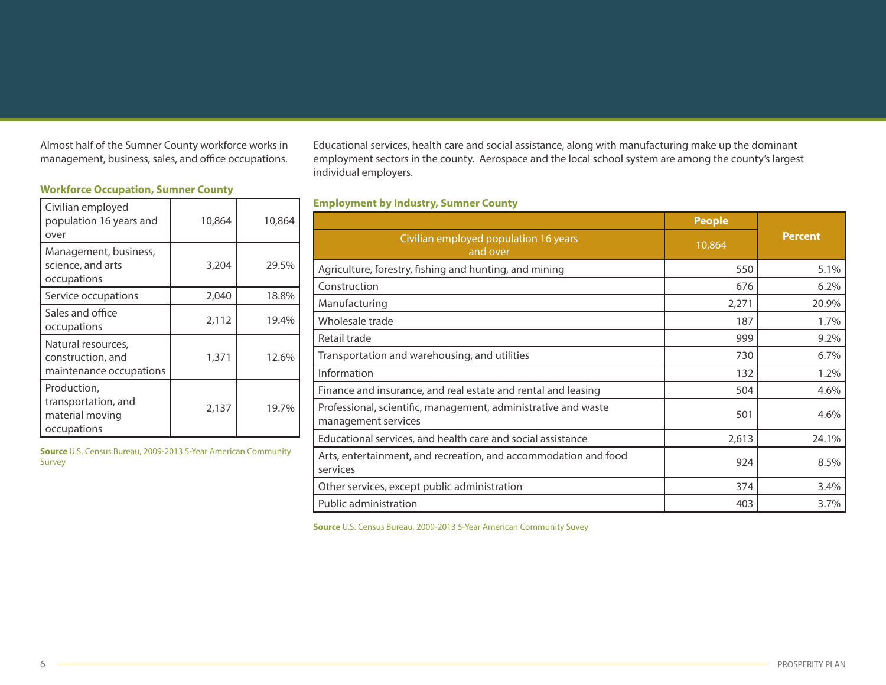Almost half of the Sumner County workforce works in management, business, sales, and office occupations.

**Workforce Occupation, Sumner County**

| Civilian employed population 16 years and over | 10,864 | 10,864 |
|---|---|---|
| Management, business, science, and arts occupations | 3,204 | 29.5% |
| Service occupations | 2,040 | 18.8% |
| Sales and office occupations | 2,112 | 19.4% |
| Natural resources, construction, and maintenance occupations | 1,371 | 12.6% |
| Production, transportation, and material moving occupations | 2,137 | 19.7% |

**Source** U.S. Census Bureau, 2009-2013 5-Year American Community Survey

Educational services, health care and social assistance, along with manufacturing make up the dominant employment sectors in the county. Aerospace and the local school system are among the county's largest individual employers.

**Employment by Industry, Sumner County**

| | People | Percent |
|---|---|---|
| Civilian employed population 16 years and over | 10,864 | |
| Agriculture, forestry, fishing and hunting, and mining | 550 | 5.1% |
| Construction | 676 | 6.2% |
| Manufacturing | 2,271 | 20.9% |
| Wholesale trade | 187 | 1.7% |
| Retail trade | 999 | 9.2% |
| Transportation and warehousing, and utilities | 730 | 6.7% |
| Information | 132 | 1.2% |
| Finance and insurance, and real estate and rental and leasing | 504 | 4.6% |
| Professional, scientific, management, administrative and waste management services | 501 | 4.6% |
| Educational services, and health care and social assistance | 2,613 | 24.1% |
| Arts, entertainment, and recreation, and accommodation and food services | 924 | 8.5% |
| Other services, except public administration | 374 | 3.4% |
| Public administration | 403 | 3.7% |

**Source** U.S. Census Bureau, 2009-2013 5-Year American Community Suvey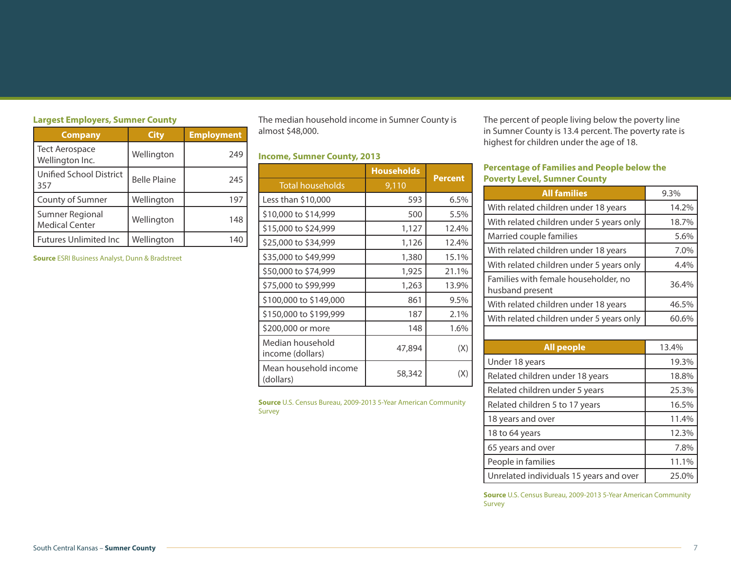### Largest Employers, Sumner County

| Company | City | Employment |
|---|---|---|
| Tect Aerospace Wellington Inc. | Wellington | 249 |
| Unified School District 357 | Belle Plaine | 245 |
| County of Sumner | Wellington | 197 |
| Sumner Regional Medical Center | Wellington | 148 |
| Futures Unlimited Inc | Wellington | 140 |

**Source** ESRI Business Analyst, Dunn & Bradstreet

The median household income in Sumner County is almost $48,000.

### Income, Sumner County, 2013

| | Households | Percent |
|---|---|---|
| Total households | 9,110 | |
| Less than $10,000 | 593 | 6.5% |
| $10,000 to $14,999 | 500 | 5.5% |
| $15,000 to $24,999 | 1,127 | 12.4% |
| $25,000 to $34,999 | 1,126 | 12.4% |
| $35,000 to $49,999 | 1,380 | 15.1% |
| $50,000 to $74,999 | 1,925 | 21.1% |
| $75,000 to $99,999 | 1,263 | 13.9% |
| $100,000 to $149,000 | 861 | 9.5% |
| $150,000 to $199,999 | 187 | 2.1% |
| $200,000 or more | 148 | 1.6% |
| Median household income (dollars) | 47,894 | (X) |
| Mean household income (dollars) | 58,342 | (X) |

**Source** U.S. Census Bureau, 2009-2013 5-Year American Community Survey

The percent of people living below the poverty line in Sumner County is 13.4 percent. The poverty rate is highest for children under the age of 18.

### Percentage of Families and People below the Poverty Level, Sumner County

| All families | 9.3% |
|---|---|
| With related children under 18 years | 14.2% |
| With related children under 5 years only | 18.7% |
| Married couple families | 5.6% |
| With related children under 18 years | 7.0% |
| With related children under 5 years only | 4.4% |
| Families with female householder, no husband present | 36.4% |
| With related children under 18 years | 46.5% |
| With related children under 5 years only | 60.6% |
| | |
| **All people** | 13.4% |
| Under 18 years | 19.3% |
| Related children under 18 years | 18.8% |
| Related children under 5 years | 25.3% |
| Related children 5 to 17 years | 16.5% |
| 18 years and over | 11.4% |
| 18 to 64 years | 12.3% |
| 65 years and over | 7.8% |
| People in families | 11.1% |
| Unrelated individuals 15 years and over | 25.0% |

**Source** U.S. Census Bureau, 2009-2013 5-Year American Community Survey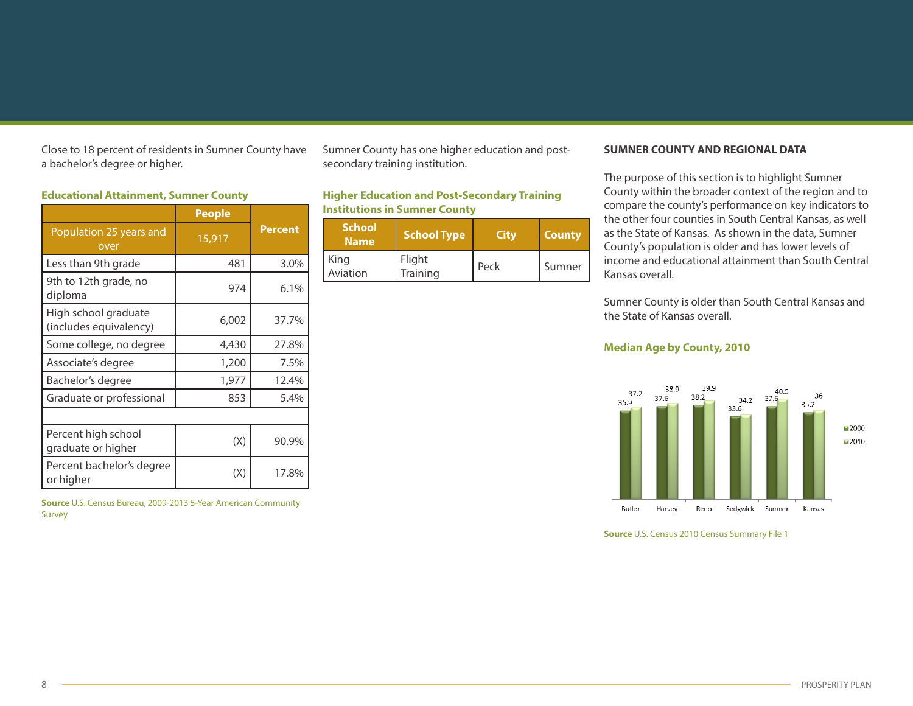Close to 18 percent of residents in Sumner County have a bachelor's degree or higher.

**Educational Attainment, Sumner County**

| | People | Percent |
|---|---|---|
| Population 25 years and over | 15,917 | |
| Less than 9th grade | 481 | 3.0% |
| 9th to 12th grade, no diploma | 974 | 6.1% |
| High school graduate (includes equivalency) | 6,002 | 37.7% |
| Some college, no degree | 4,430 | 27.8% |
| Associate's degree | 1,200 | 7.5% |
| Bachelor's degree | 1,977 | 12.4% |
| Graduate or professional | 853 | 5.4% |
| | | |
| Percent high school graduate or higher | (X) | 90.9% |
| Percent bachelor's degree or higher | (X) | 17.8% |

**Source** U.S. Census Bureau, 2009-2013 5-Year American Community Survey

Sumner County has one higher education and post-secondary training institution.

**Higher Education and Post-Secondary Training Institutions in Sumner County**

| School Name | School Type | City | County |
|---|---|---|---|
| King Aviation | Flight Training | Peck | Sumner |

## SUMNER COUNTY AND REGIONAL DATA

The purpose of this section is to highlight Sumner County within the broader context of the region and to compare the county's performance on key indicators to the other four counties in South Central Kansas, as well as the State of Kansas. As shown in the data, Sumner County's population is older and has lower levels of income and educational attainment than South Central Kansas overall.

Sumner County is older than South Central Kansas and the State of Kansas overall.

**Median Age by County, 2010**

| County | 2000 | 2010 |
|---|---|---|
| Butler | 35.9 | 37.2 |
| Harvey | 37.6 | 38.9 |
| Reno | 38.2 | 39.9 |
| Sedgwick | 33.6 | 34.2 |
| Sumner | 37.6 | 40.5 |
| Kansas | 35.2 | 36 |

**Source** U.S. Census 2010 Census Summary File 1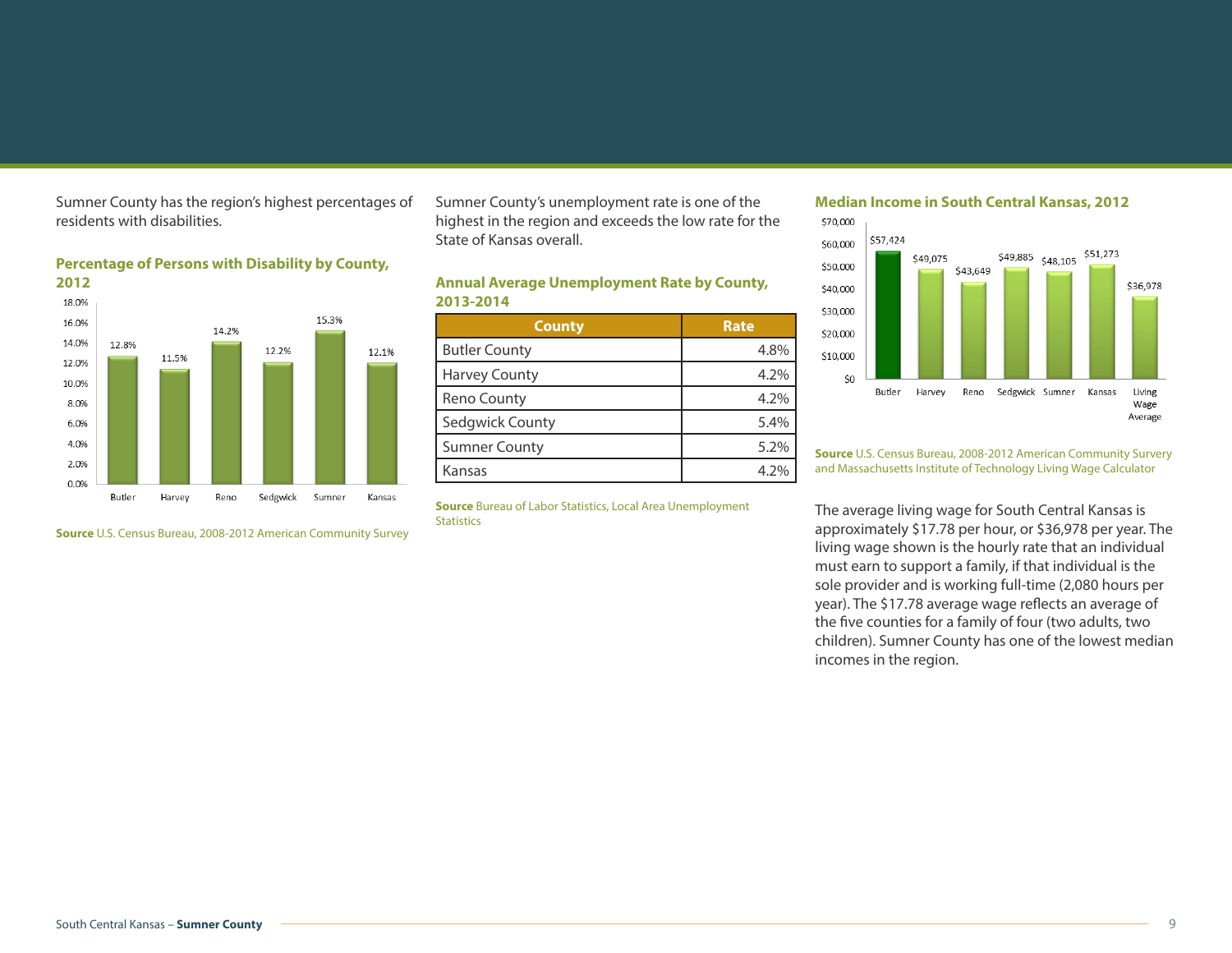Sumner County has the region's highest percentages of residents with disabilities.

### Percentage of Persons with Disability by County, 2012

| County | Percentage |
|---|---|
| Butler | 12.8% |
| Harvey | 11.5% |
| Reno | 14.2% |
| Sedgwick | 12.2% |
| Sumner | 15.3% |
| Kansas | 12.1% |

**Source** U.S. Census Bureau, 2008-2012 American Community Survey

Sumner County's unemployment rate is one of the highest in the region and exceeds the low rate for the State of Kansas overall.

### Annual Average Unemployment Rate by County, 2013-2014

| County | Rate |
|---|---|
| Butler County | 4.8% |
| Harvey County | 4.2% |
| Reno County | 4.2% |
| Sedgwick County | 5.4% |
| Sumner County | 5.2% |
| Kansas | 4.2% |

**Source** Bureau of Labor Statistics, Local Area Unemployment Statistics

### Median Income in South Central Kansas, 2012

| Area | Median Income |
|---|---|
| Butler | $57,424 |
| Harvey | $49,075 |
| Reno | $43,649 |
| Sedgwick | $49,885 |
| Sumner | $48,105 |
| Kansas | $51,273 |
| Living Wage Average | $36,978 |

**Source** U.S. Census Bureau, 2008-2012 American Community Survery and Massachusetts Institute of Technology Living Wage Calculator

The average living wage for South Central Kansas is approximately $17.78 per hour, or $36,978 per year. The living wage shown is the hourly rate that an individual must earn to support a family, if that individual is the sole provider and is working full-time (2,080 hours per year). The $17.78 average wage reflects an average of the five counties for a family of four (two adults, two children). Sumner County has one of the lowest median incomes in the region.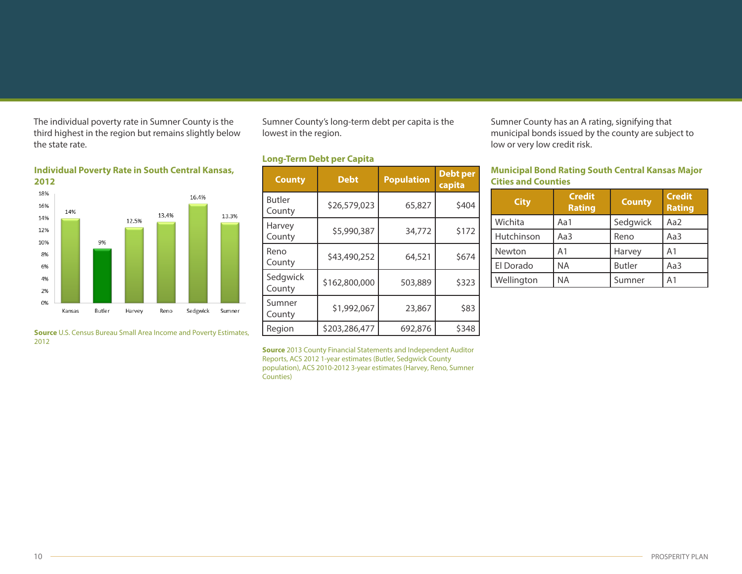The individual poverty rate in Sumner County is the third highest in the region but remains slightly below the state rate.

**Individual Poverty Rate in South Central Kansas, 2012**

| Area | Poverty Rate |
|---|---|
| Kansas | 14% |
| Butler | 9% |
| Harvey | 12.5% |
| Reno | 13.4% |
| Sedgwick | 16.4% |
| Sumner | 13.3% |

**Source** U.S. Census Bureau Small Area Income and Poverty Estimates, 2012

Sumner County's long-term debt per capita is the lowest in the region.

**Long-Term Debt per Capita**

| County | Debt | Population | Debt per capita |
|---|---|---|---|
| Butler County | $26,579,023 | 65,827 | $404 |
| Harvey County | $5,990,387 | 34,772 | $172 |
| Reno County | $43,490,252 | 64,521 | $674 |
| Sedgwick County | $162,800,000 | 503,889 | $323 |
| Sumner County | $1,992,067 | 23,867 | $83 |
| Region | $203,286,477 | 692,876 | $348 |

**Source** 2013 County Financial Statements and Independent Auditor Reports, ACS 2012 1-year estimates (Butler, Sedgwick County population), ACS 2010-2012 3-year estimates (Harvey, Reno, Sumner Counties)

Sumner County has an A rating, signifying that municipal bonds issued by the county are subject to low or very low credit risk.

**Municipal Bond Rating South Central Kansas Major Cities and Counties**

| City | Credit Rating | County | Credit Rating |
|---|---|---|---|
| Wichita | Aa1 | Sedgwick | Aa2 |
| Hutchinson | Aa3 | Reno | Aa3 |
| Newton | A1 | Harvey | A1 |
| El Dorado | NA | Butler | Aa3 |
| Wellington | NA | Sumner | A1 |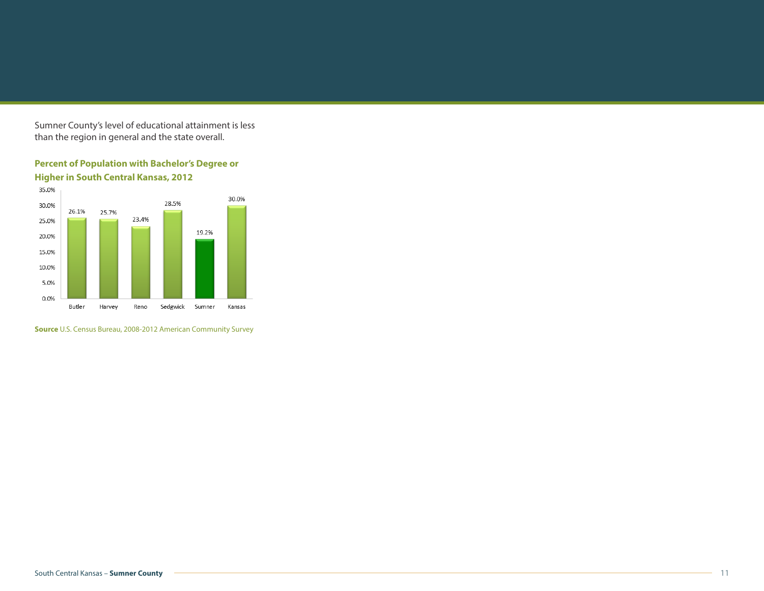Sumner County's level of educational attainment is less than the region in general and the state overall.

**Percent of Population with Bachelor's Degree or Higher in South Central Kansas, 2012**

| County | Percent |
| --- | --- |
| Butler | 26.1% |
| Harvey | 25.7% |
| Reno | 23.4% |
| Sedgwick | 28.5% |
| Sumner | 19.2% |
| Kansas | 30.0% |

**Source** U.S. Census Bureau, 2008-2012 American Community Survey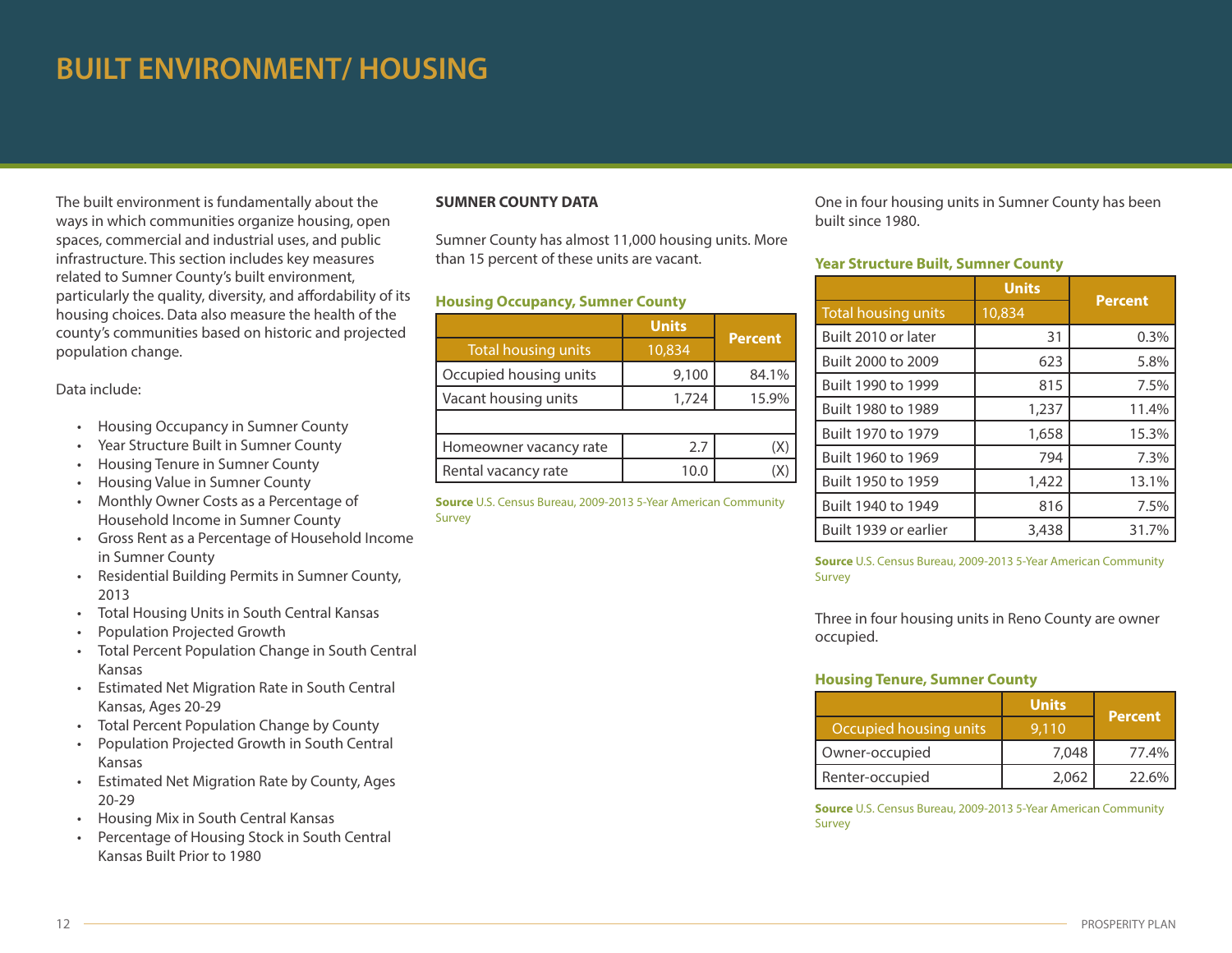# BUILT ENVIRONMENT/ HOUSING

The built environment is fundamentally about the ways in which communities organize housing, open spaces, commercial and industrial uses, and public infrastructure. This section includes key measures related to Sumner County's built environment, particularly the quality, diversity, and affordability of its housing choices. Data also measure the health of the county's communities based on historic and projected population change.

Data include:

- Housing Occupancy in Sumner County
- Year Structure Built in Sumner County
- Housing Tenure in Sumner County
- Housing Value in Sumner County
- Monthly Owner Costs as a Percentage of Household Income in Sumner County
- Gross Rent as a Percentage of Household Income in Sumner County
- Residential Building Permits in Sumner County, 2013
- Total Housing Units in South Central Kansas
- Population Projected Growth
- Total Percent Population Change in South Central Kansas
- Estimated Net Migration Rate in South Central Kansas, Ages 20-29
- Total Percent Population Change by County
- Population Projected Growth in South Central Kansas
- Estimated Net Migration Rate by County, Ages 20-29
- Housing Mix in South Central Kansas
- Percentage of Housing Stock in South Central Kansas Built Prior to 1980

**SUMNER COUNTY DATA**

Sumner County has almost 11,000 housing units. More than 15 percent of these units are vacant.

### Housing Occupancy, Sumner County

| | Units | Percent |
|---|---|---|
| Total housing units | 10,834 | |
| Occupied housing units | 9,100 | 84.1% |
| Vacant housing units | 1,724 | 15.9% |
| | | |
| Homeowner vacancy rate | 2.7 | (X) |
| Rental vacancy rate | 10.0 | (X) |

**Source** U.S. Census Bureau, 2009-2013 5-Year American Community Survey

One in four housing units in Sumner County has been built since 1980.

### Year Structure Built, Sumner County

| | Units | Percent |
|---|---|---|
| Total housing units | 10,834 | |
| Built 2010 or later | 31 | 0.3% |
| Built 2000 to 2009 | 623 | 5.8% |
| Built 1990 to 1999 | 815 | 7.5% |
| Built 1980 to 1989 | 1,237 | 11.4% |
| Built 1970 to 1979 | 1,658 | 15.3% |
| Built 1960 to 1969 | 794 | 7.3% |
| Built 1950 to 1959 | 1,422 | 13.1% |
| Built 1940 to 1949 | 816 | 7.5% |
| Built 1939 or earlier | 3,438 | 31.7% |

**Source** U.S. Census Bureau, 2009-2013 5-Year American Community Survey

Three in four housing units in Reno County are owner occupied.

### Housing Tenure, Sumner County

| | Units | Percent |
|---|---|---|
| Occupied housing units | 9,110 | |
| Owner-occupied | 7,048 | 77.4% |
| Renter-occupied | 2,062 | 22.6% |

**Source** U.S. Census Bureau, 2009-2013 5-Year American Community Survey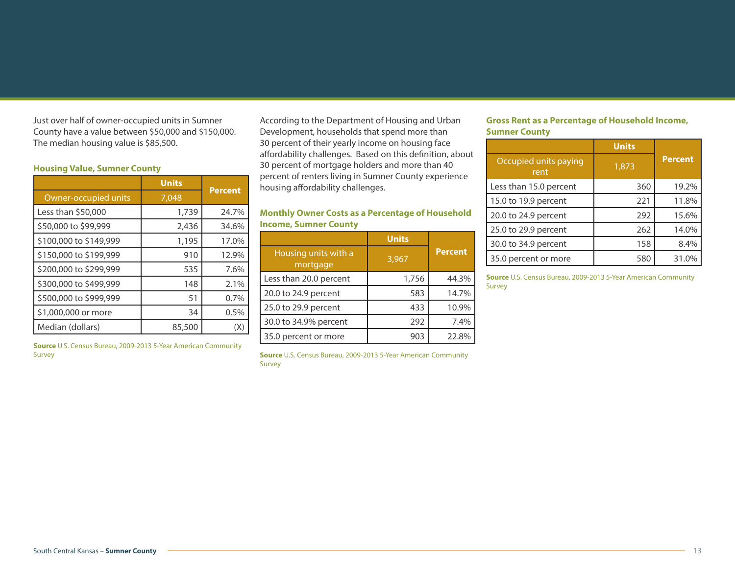Just over half of owner-occupied units in Sumner County have a value between $50,000 and $150,000. The median housing value is $85,500.

**Housing Value, Sumner County**

| | Units | Percent |
|---|---|---|
| Owner-occupied units | 7,048 | |
| Less than $50,000 | 1,739 | 24.7% |
| $50,000 to $99,999 | 2,436 | 34.6% |
| $100,000 to $149,999 | 1,195 | 17.0% |
| $150,000 to $199,999 | 910 | 12.9% |
| $200,000 to $299,999 | 535 | 7.6% |
| $300,000 to $499,999 | 148 | 2.1% |
| $500,000 to $999,999 | 51 | 0.7% |
| $1,000,000 or more | 34 | 0.5% |
| Median (dollars) | 85,500 | (X) |

**Source** U.S. Census Bureau, 2009-2013 5-Year American Community Survey

According to the Department of Housing and Urban Development, households that spend more than 30 percent of their yearly income on housing face affordability challenges. Based on this definition, about 30 percent of mortgage holders and more than 40 percent of renters living in Sumner County experience housing affordability challenges.

**Monthly Owner Costs as a Percentage of Household Income, Sumner County**

| | Units | Percent |
|---|---|---|
| Housing units with a mortgage | 3,967 | |
| Less than 20.0 percent | 1,756 | 44.3% |
| 20.0 to 24.9 percent | 583 | 14.7% |
| 25.0 to 29.9 percent | 433 | 10.9% |
| 30.0 to 34.9% percent | 292 | 7.4% |
| 35.0 percent or more | 903 | 22.8% |

**Source** U.S. Census Bureau, 2009-2013 5-Year American Community Survey

**Gross Rent as a Percentage of Household Income, Sumner County**

| | Units | Percent |
|---|---|---|
| Occupied units paying rent | 1,873 | |
| Less than 15.0 percent | 360 | 19.2% |
| 15.0 to 19.9 percent | 221 | 11.8% |
| 20.0 to 24.9 percent | 292 | 15.6% |
| 25.0 to 29.9 percent | 262 | 14.0% |
| 30.0 to 34.9 percent | 158 | 8.4% |
| 35.0 percent or more | 580 | 31.0% |

**Source** U.S. Census Bureau, 2009-2013 5-Year American Community Survey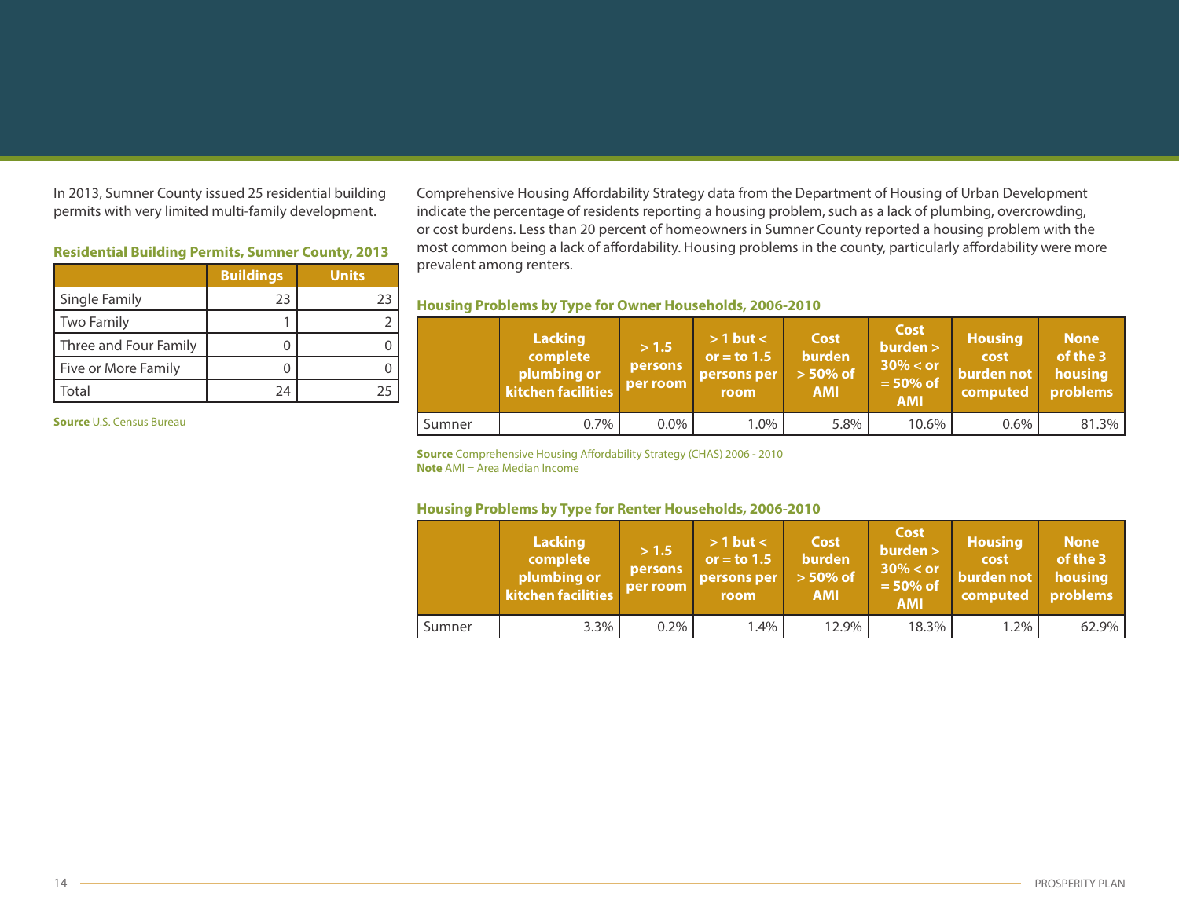In 2013, Sumner County issued 25 residential building permits with very limited multi-family development.

**Residential Building Permits, Sumner County, 2013**

| | Buildings | Units |
|---|---|---|
| Single Family | 23 | 23 |
| Two Family | 1 | 2 |
| Three and Four Family | 0 | 0 |
| Five or More Family | 0 | 0 |
| Total | 24 | 25 |

**Source** U.S. Census Bureau

Comprehensive Housing Affordability Strategy data from the Department of Housing of Urban Development indicate the percentage of residents reporting a housing problem, such as a lack of plumbing, overcrowding, or cost burdens. Less than 20 percent of homeowners in Sumner County reported a housing problem with the most common being a lack of affordability. Housing problems in the county, particularly affordability were more prevalent among renters.

**Housing Problems by Type for Owner Households, 2006-2010**

| | Lacking complete plumbing or kitchen facilities | > 1.5 persons per room | > 1 but < or = to 1.5 persons per room | Cost burden > 50% of AMI | Cost burden > 30% < or = 50% of AMI | Housing cost burden not computed | None of the 3 housing problems |
|---|---|---|---|---|---|---|---|
| Sumner | 0.7% | 0.0% | 1.0% | 5.8% | 10.6% | 0.6% | 81.3% |

**Source** Comprehensive Housing Affordability Strategy (CHAS) 2006 - 2010
**Note** AMI = Area Median Income

**Housing Problems by Type for Renter Households, 2006-2010**

| | Lacking complete plumbing or kitchen facilities | > 1.5 persons per room | > 1 but < or = to 1.5 persons per room | Cost burden > 50% of AMI | Cost burden > 30% < or = 50% of AMI | Housing cost burden not computed | None of the 3 housing problems |
|---|---|---|---|---|---|---|---|
| Sumner | 3.3% | 0.2% | 1.4% | 12.9% | 18.3% | 1.2% | 62.9% |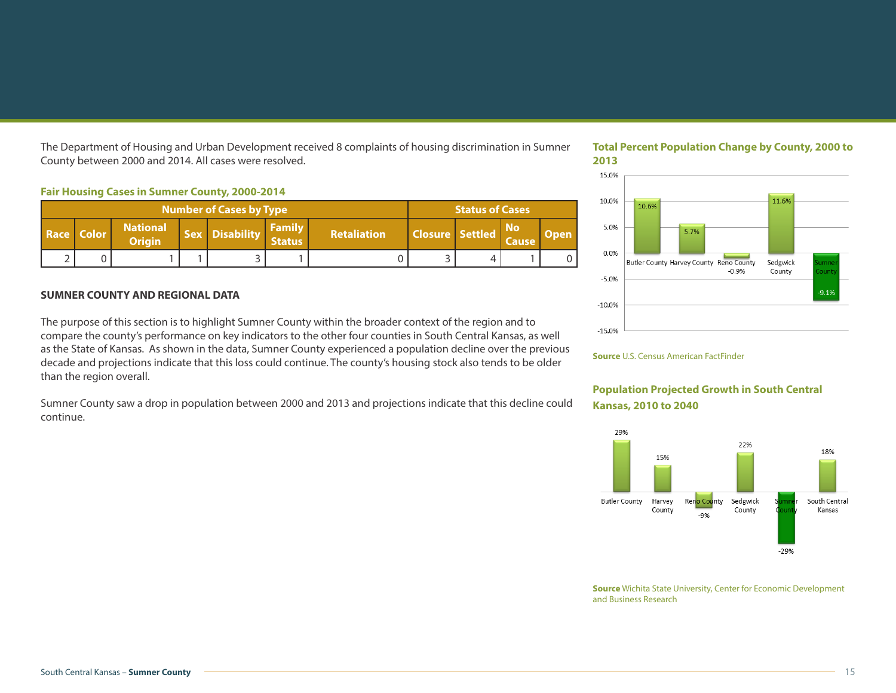The Department of Housing and Urban Development received 8 complaints of housing discrimination in Sumner County between 2000 and 2014. All cases were resolved.

**Fair Housing Cases in Sumner County, 2000-2014**

| Number of Cases by Type | | | | | | | Status of Cases | | | |
|---|---|---|---|---|---|---|---|---|---|---|
| Race | Color | National Origin | Sex | Disability | Family Status | Retaliation | Closure | Settled | No Cause | Open |
| 2 | 0 | 1 | 1 | 3 | 1 | 0 | 3 | 4 | 1 | 0 |

## SUMNER COUNTY AND REGIONAL DATA

The purpose of this section is to highlight Sumner County within the broader context of the region and to compare the county's performance on key indicators to the other four counties in South Central Kansas, as well as the State of Kansas. As shown in the data, Sumner County experienced a population decline over the previous decade and projections indicate that this loss could continue. The county's housing stock also tends to be older than the region overall.

Sumner County saw a drop in population between 2000 and 2013 and projections indicate that this decline could continue.

**Total Percent Population Change by County, 2000 to 2013**

| County | Percent Change |
|---|---|
| Butler County | 10.6% |
| Harvey County | 5.7% |
| Reno County | -0.9% |
| Sedgwick County | 11.6% |
| Sumner County | -9.1% |

**Source** U.S. Census American FactFinder

**Population Projected Growth in South Central Kansas, 2010 to 2040**

| Area | Projected Growth |
|---|---|
| Butler County | 29% |
| Harvey County | 15% |
| Reno County | -9% |
| Sedgwick County | 22% |
| Sumner County | -29% |
| South Central Kansas | 18% |

**Source** Wichita State University, Center for Economic Development and Business Research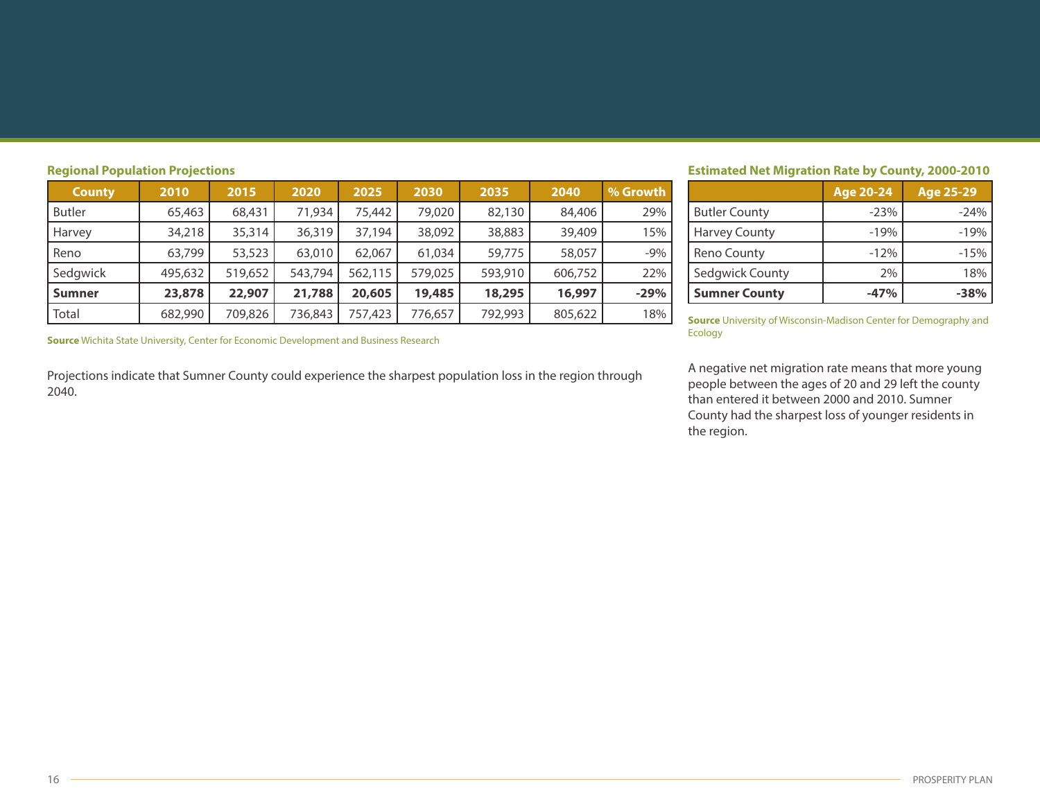**Regional Population Projections**

| County | 2010 | 2015 | 2020 | 2025 | 2030 | 2035 | 2040 | % Growth |
|---|---|---|---|---|---|---|---|---|
| Butler | 65,463 | 68,431 | 71,934 | 75,442 | 79,020 | 82,130 | 84,406 | 29% |
| Harvey | 34,218 | 35,314 | 36,319 | 37,194 | 38,092 | 38,883 | 39,409 | 15% |
| Reno | 63,799 | 53,523 | 63,010 | 62,067 | 61,034 | 59,775 | 58,057 | -9% |
| Sedgwick | 495,632 | 519,652 | 543,794 | 562,115 | 579,025 | 593,910 | 606,752 | 22% |
| **Sumner** | **23,878** | **22,907** | **21,788** | **20,605** | **19,485** | **18,295** | **16,997** | **-29%** |
| Total | 682,990 | 709,826 | 736,843 | 757,423 | 776,657 | 792,993 | 805,622 | 18% |

**Source** Wichita State University, Center for Economic Development and Business Research

Projections indicate that Sumner County could experience the sharpest population loss in the region through 2040.

**Estimated Net Migration Rate by County, 2000-2010**

| | Age 20-24 | Age 25-29 |
|---|---|---|
| Butler County | -23% | -24% |
| Harvey County | -19% | -19% |
| Reno County | -12% | -15% |
| Sedgwick County | 2% | 18% |
| **Sumner County** | **-47%** | **-38%** |

**Source** University of Wisconsin-Madison Center for Demography and Ecology

A negative net migration rate means that more young people between the ages of 20 and 29 left the county than entered it between 2000 and 2010. Sumner County had the sharpest loss of younger residents in the region.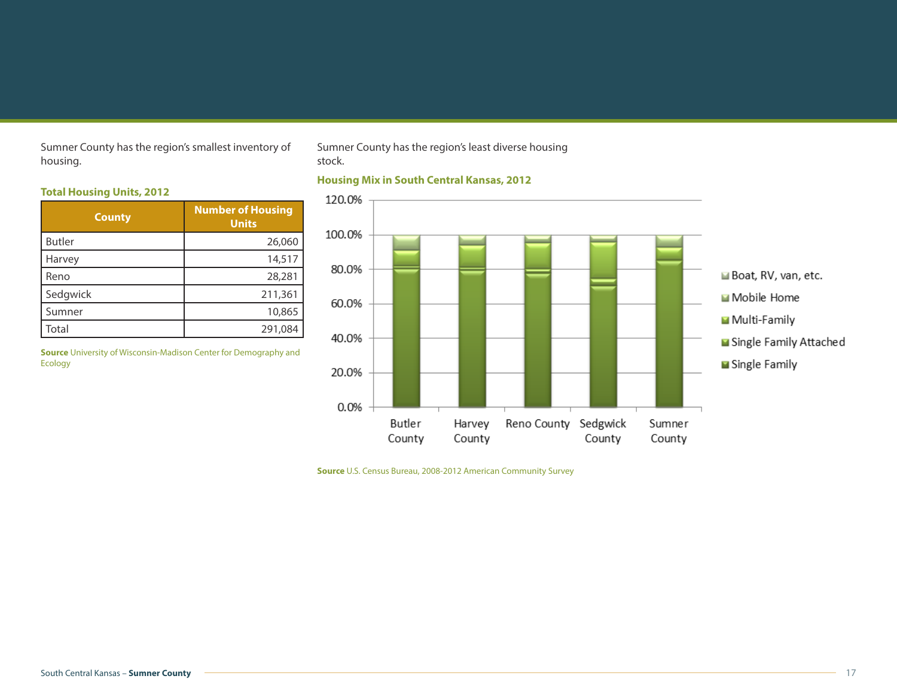Sumner County has the region's smallest inventory of housing.

**Total Housing Units, 2012**

| County | Number of Housing Units |
|---|---|
| Butler | 26,060 |
| Harvey | 14,517 |
| Reno | 28,281 |
| Sedgwick | 211,361 |
| Sumner | 10,865 |
| Total | 291,084 |

**Source** University of Wisconsin-Madison Center for Demography and Ecology

Sumner County has the region's least diverse housing stock.

**Housing Mix in South Central Kansas, 2012**

**Source** U.S. Census Bureau, 2008-2012 American Community Survey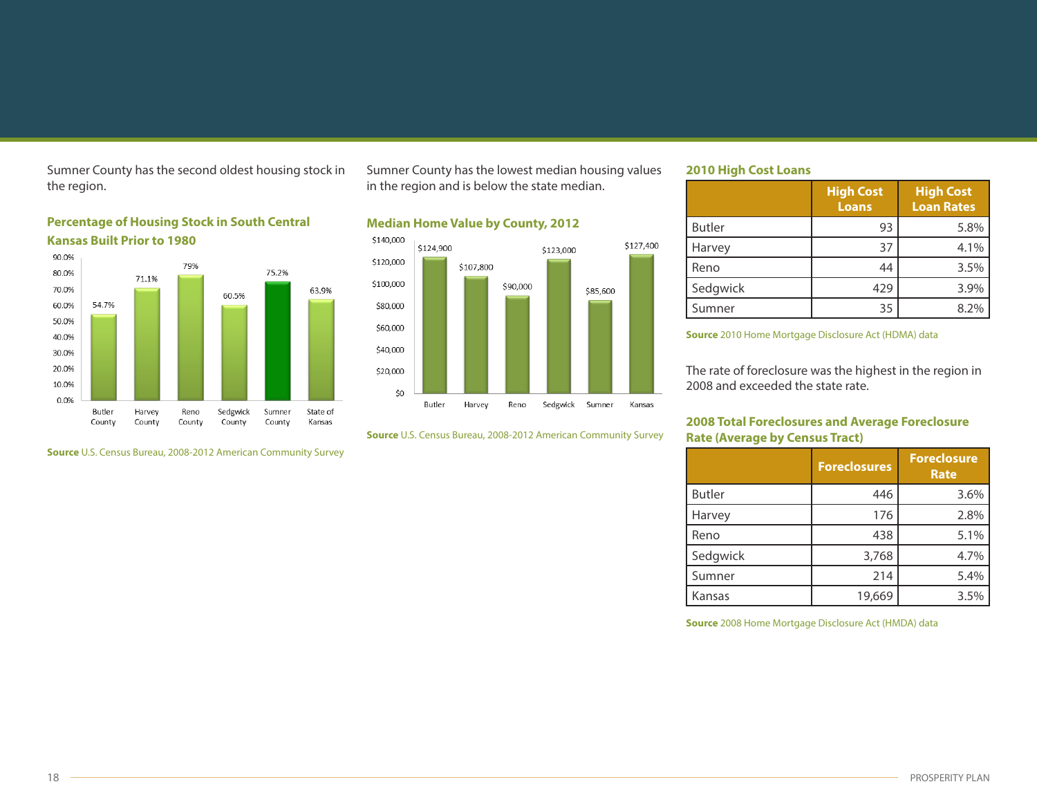Sumner County has the second oldest housing stock in the region.

**Percentage of Housing Stock in South Central Kansas Built Prior to 1980**

| | Percentage |
|---|---|
| Butler County | 54.7% |
| Harvey County | 71.1% |
| Reno County | 79% |
| Sedgwick County | 60.5% |
| Sumner County | 75.2% |
| State of Kansas | 63.9% |

**Source** U.S. Census Bureau, 2008-2012 American Community Survey

Sumner County has the lowest median housing values in the region and is below the state median.

**Median Home Value by County, 2012**

| | Median Home Value |
|---|---|
| Butler | $124,900 |
| Harvey | $107,800 |
| Reno | $90,000 |
| Sedgwick | $123,000 |
| Sumner | $85,600 |
| Kansas | $127,400 |

**Source** U.S. Census Bureau, 2008-2012 American Community Survey

**2010 High Cost Loans**

| | High Cost Loans | High Cost Loan Rates |
|---|---|---|
| Butler | 93 | 5.8% |
| Harvey | 37 | 4.1% |
| Reno | 44 | 3.5% |
| Sedgwick | 429 | 3.9% |
| Sumner | 35 | 8.2% |

**Source** 2010 Home Mortgage Disclosure Act (HDMA) data

The rate of foreclosure was the highest in the region in 2008 and exceeded the state rate.

**2008 Total Foreclosures and Average Foreclosure Rate (Average by Census Tract)**

| | Foreclosures | Foreclosure Rate |
|---|---|---|
| Butler | 446 | 3.6% |
| Harvey | 176 | 2.8% |
| Reno | 438 | 5.1% |
| Sedgwick | 3,768 | 4.7% |
| Sumner | 214 | 5.4% |
| Kansas | 19,669 | 3.5% |

**Source** 2008 Home Mortgage Disclosure Act (HMDA) data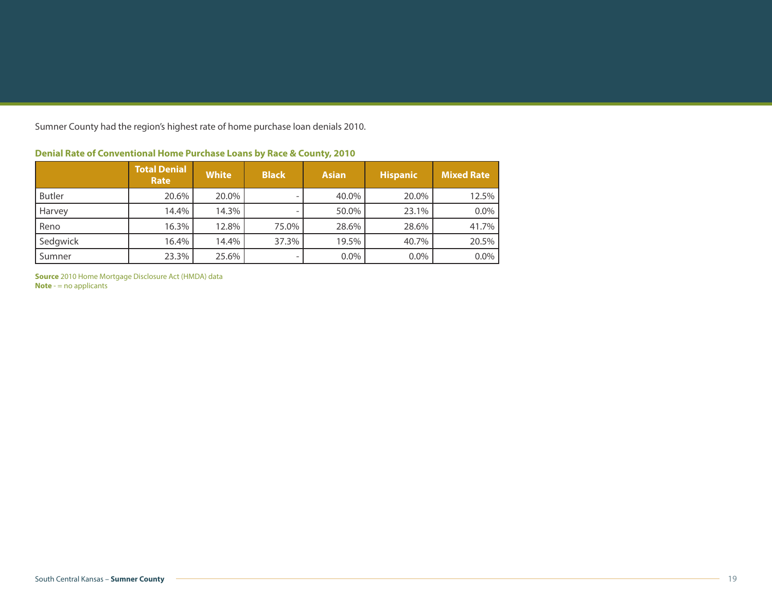Sumner County had the region's highest rate of home purchase loan denials 2010.

**Denial Rate of Conventional Home Purchase Loans by Race & County, 2010**

| | Total Denial Rate | White | Black | Asian | Hispanic | Mixed Rate |
|---|---|---|---|---|---|---|
| Butler | 20.6% | 20.0% | - | 40.0% | 20.0% | 12.5% |
| Harvey | 14.4% | 14.3% | - | 50.0% | 23.1% | 0.0% |
| Reno | 16.3% | 12.8% | 75.0% | 28.6% | 28.6% | 41.7% |
| Sedgwick | 16.4% | 14.4% | 37.3% | 19.5% | 40.7% | 20.5% |
| Sumner | 23.3% | 25.6% | - | 0.0% | 0.0% | 0.0% |

**Source** 2010 Home Mortgage Disclosure Act (HMDA) data
**Note** - = no applicants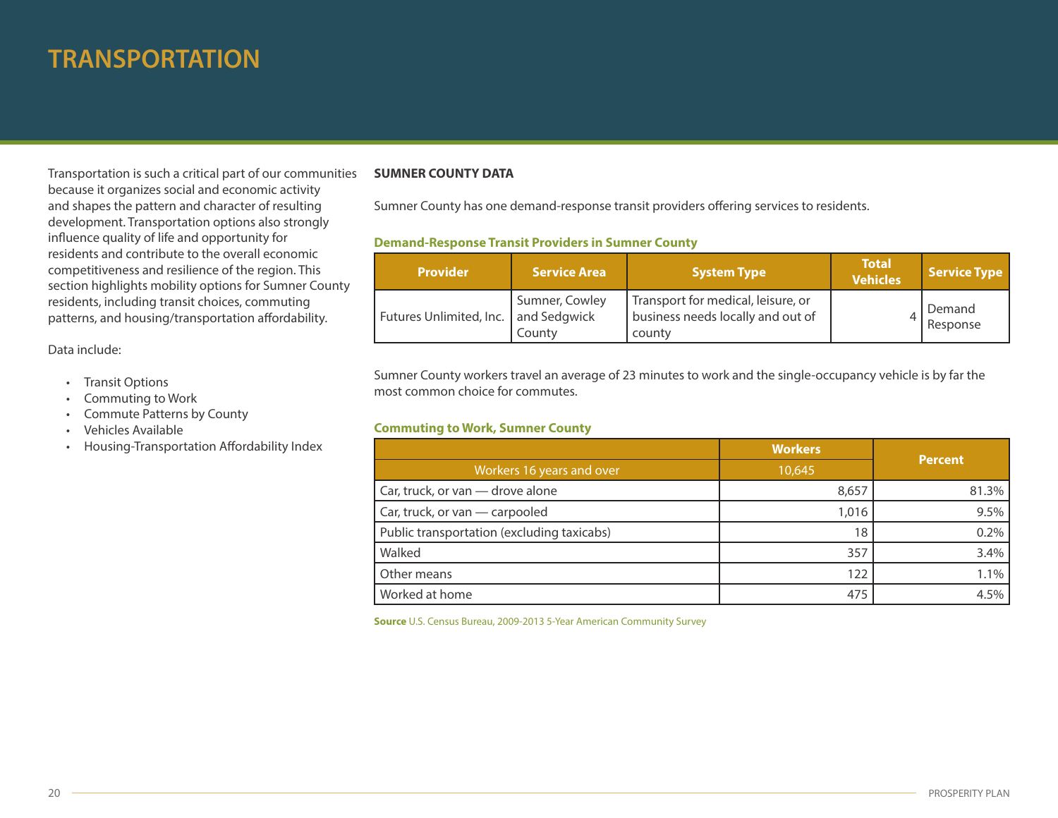# TRANSPORTATION

Transportation is such a critical part of our communities because it organizes social and economic activity and shapes the pattern and character of resulting development. Transportation options also strongly influence quality of life and opportunity for residents and contribute to the overall economic competitiveness and resilience of the region. This section highlights mobility options for Sumner County residents, including transit choices, commuting patterns, and housing/transportation affordability.

Data include:

- Transit Options
- Commuting to Work
- Commute Patterns by County
- Vehicles Available
- Housing-Transportation Affordability Index

**SUMNER COUNTY DATA**

Sumner County has one demand-response transit providers offering services to residents.

**Demand-Response Transit Providers in Sumner County**

| Provider | Service Area | System Type | Total Vehicles | Service Type |
|---|---|---|---|---|
| Futures Unlimited, Inc. | Sumner, Cowley and Sedgwick County | Transport for medical, leisure, or business needs locally and out of county | 4 | Demand Response |

Sumner County workers travel an average of 23 minutes to work and the single-occupancy vehicle is by far the most common choice for commutes.

**Commuting to Work, Sumner County**

| | Workers | Percent |
|---|---|---|
| Workers 16 years and over | 10,645 | |
| Car, truck, or van — drove alone | 8,657 | 81.3% |
| Car, truck, or van — carpooled | 1,016 | 9.5% |
| Public transportation (excluding taxicabs) | 18 | 0.2% |
| Walked | 357 | 3.4% |
| Other means | 122 | 1.1% |
| Worked at home | 475 | 4.5% |

**Source** U.S. Census Bureau, 2009-2013 5-Year American Community Survey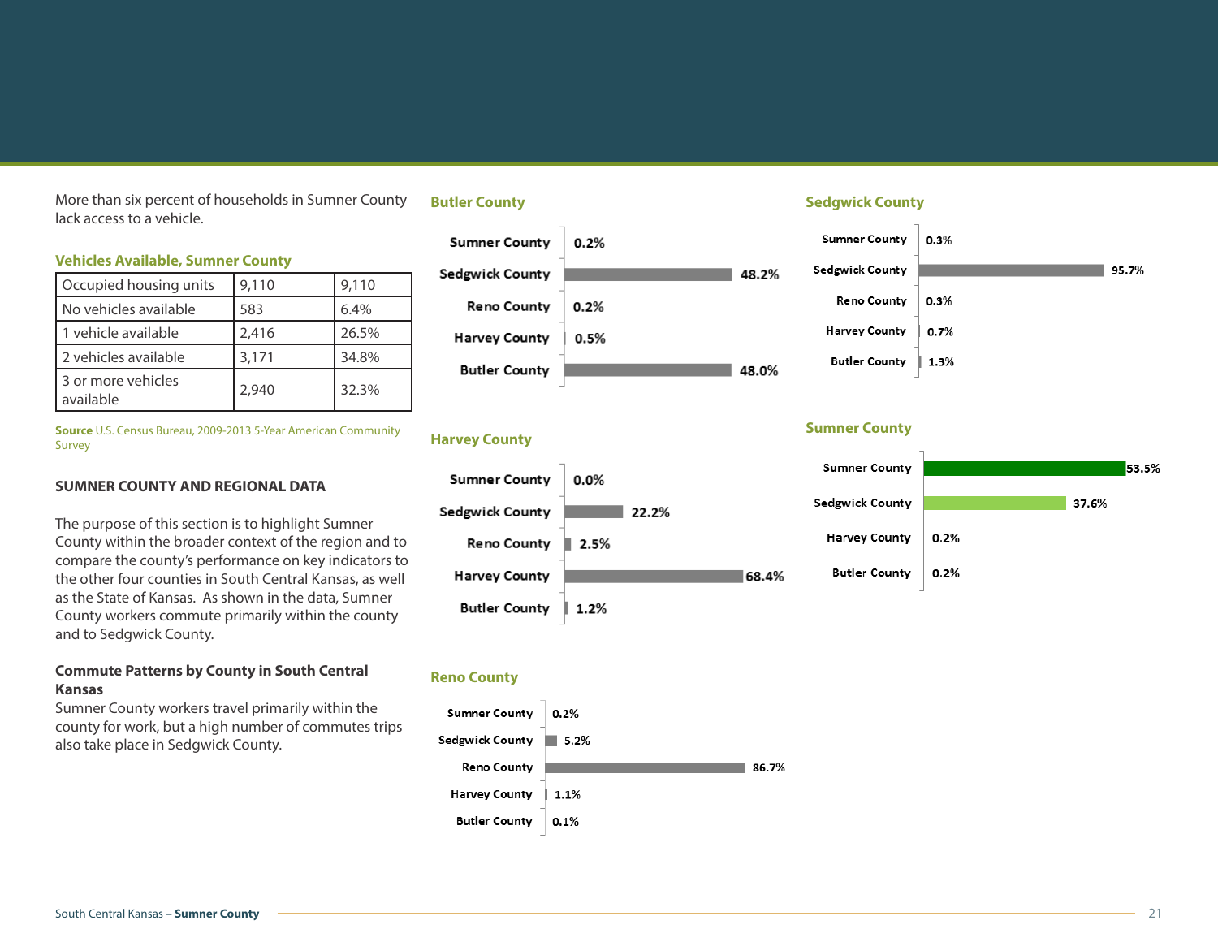More than six percent of households in Sumner County lack access to a vehicle.

### Vehicles Available, Sumner County

| Occupied housing units | 9,110 | 9,110 |
|---|---|---|
| No vehicles available | 583 | 6.4% |
| 1 vehicle available | 2,416 | 26.5% |
| 2 vehicles available | 3,171 | 34.8% |
| 3 or more vehicles available | 2,940 | 32.3% |

**Source** U.S. Census Bureau, 2009-2013 5-Year American Community Survey

## SUMNER COUNTY AND REGIONAL DATA

The purpose of this section is to highlight Sumner County within the broader context of the region and to compare the county's performance on key indicators to the other four counties in South Central Kansas, as well as the State of Kansas. As shown in the data, Sumner County workers commute primarily within the county and to Sedgwick County.

### Commute Patterns by County in South Central Kansas

Sumner County workers travel primarily within the county for work, but a high number of commutes trips also take place in Sedgwick County.

### Butler County

| County | Percent |
|---|---|
| Sumner County | 0.2% |
| Sedgwick County | 48.2% |
| Reno County | 0.2% |
| Harvey County | 0.5% |
| Butler County | 48.0% |

### Harvey County

| County | Percent |
|---|---|
| Sumner County | 0.0% |
| Sedgwick County | 22.2% |
| Reno County | 2.5% |
| Harvey County | 68.4% |
| Butler County | 1.2% |

### Reno County

| County | Percent |
|---|---|
| Sumner County | 0.2% |
| Sedgwick County | 5.2% |
| Reno County | 86.7% |
| Harvey County | 1.1% |
| Butler County | 0.1% |

### Sedgwick County

| County | Percent |
|---|---|
| Sumner County | 0.3% |
| Sedgwick County | 95.7% |
| Reno County | 0.3% |
| Harvey County | 0.7% |
| Butler County | 1.3% |

### Sumner County

| County | Percent |
|---|---|
| Sumner County | 53.5% |
| Sedgwick County | 37.6% |
| Harvey County | 0.2% |
| Butler County | 0.2% |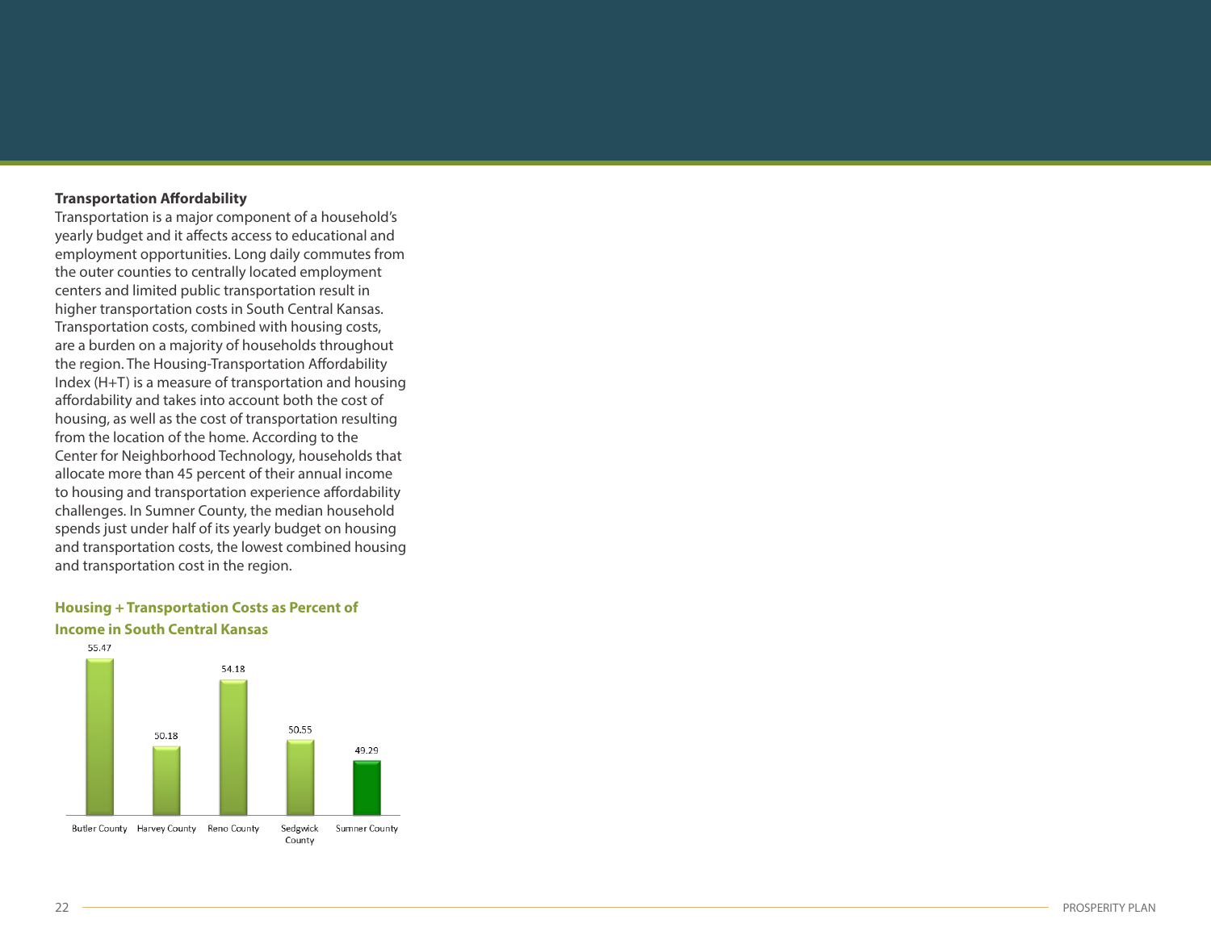### Transportation Affordability

Transportation is a major component of a household's yearly budget and it affects access to educational and employment opportunities. Long daily commutes from the outer counties to centrally located employment centers and limited public transportation result in higher transportation costs in South Central Kansas. Transportation costs, combined with housing costs, are a burden on a majority of households throughout the region. The Housing-Transportation Affordability Index (H+T) is a measure of transportation and housing affordability and takes into account both the cost of housing, as well as the cost of transportation resulting from the location of the home. According to the Center for Neighborhood Technology, households that allocate more than 45 percent of their annual income to housing and transportation experience affordability challenges. In Sumner County, the median household spends just under half of its yearly budget on housing and transportation costs, the lowest combined housing and transportation cost in the region.

**Housing + Transportation Costs as Percent of Income in South Central Kansas**

| County | Percent of Income |
|---|---|
| Butler County | 55.47 |
| Harvey County | 50.18 |
| Reno County | 54.18 |
| Sedgwick County | 50.55 |
| Sumner County | 49.29 |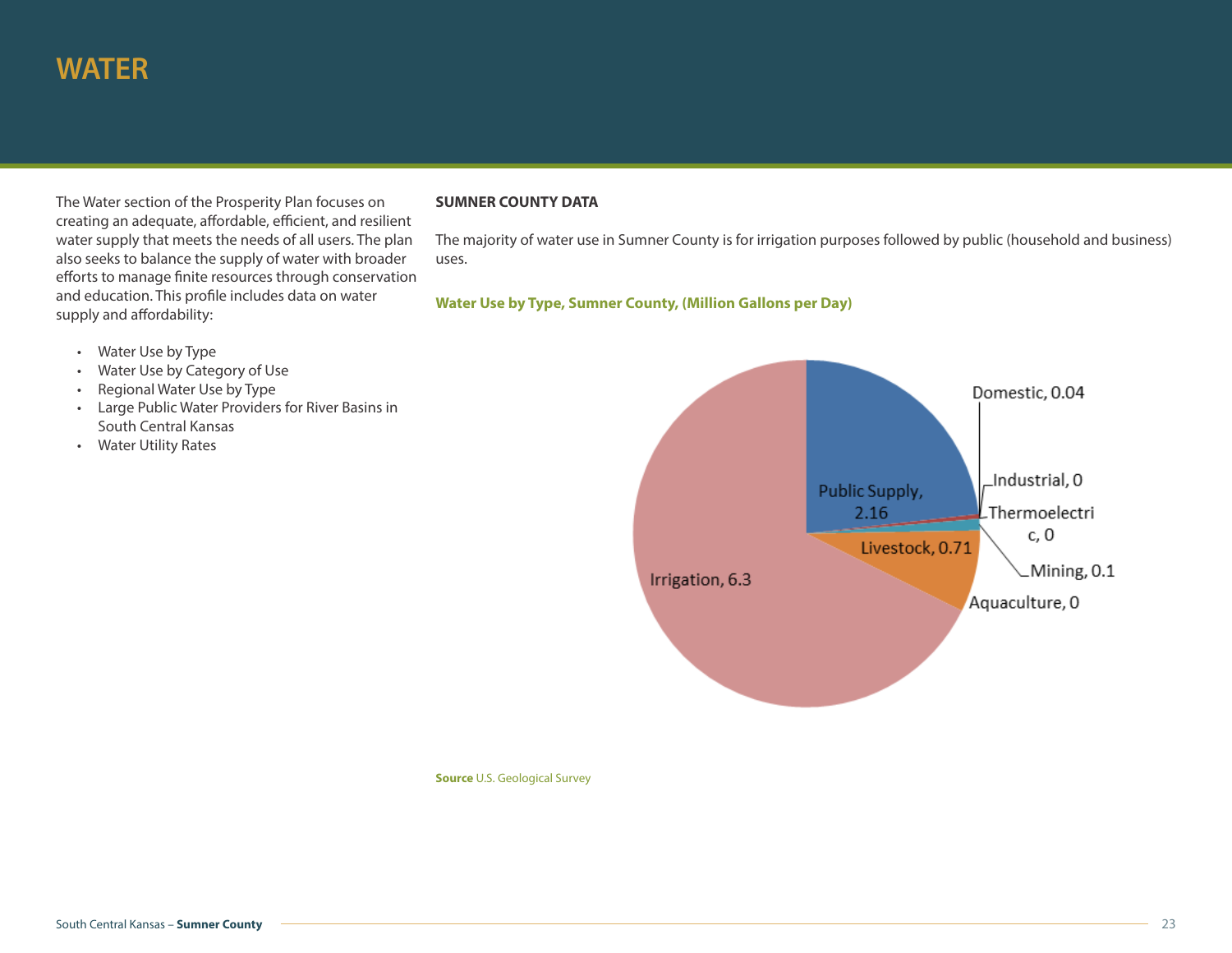# WATER

The Water section of the Prosperity Plan focuses on creating an adequate, affordable, efficient, and resilient water supply that meets the needs of all users. The plan also seeks to balance the supply of water with broader efforts to manage finite resources through conservation and education. This profile includes data on water supply and affordability:

- Water Use by Type
- Water Use by Category of Use
- Regional Water Use by Type
- Large Public Water Providers for River Basins in South Central Kansas
- Water Utility Rates

**SUMNER COUNTY DATA**

The majority of water use in Sumner County is for irrigation purposes followed by public (household and business) uses.

**Water Use by Type, Sumner County, (Million Gallons per Day)**

| Type | Million Gallons per Day |
|---|---|
| Public Supply | 2.16 |
| Domestic | 0.04 |
| Industrial | 0 |
| Thermoelectric | 0 |
| Mining | 0.1 |
| Aquaculture | 0 |
| Livestock | 0.71 |
| Irrigation | 6.3 |

**Source** U.S. Geological Survey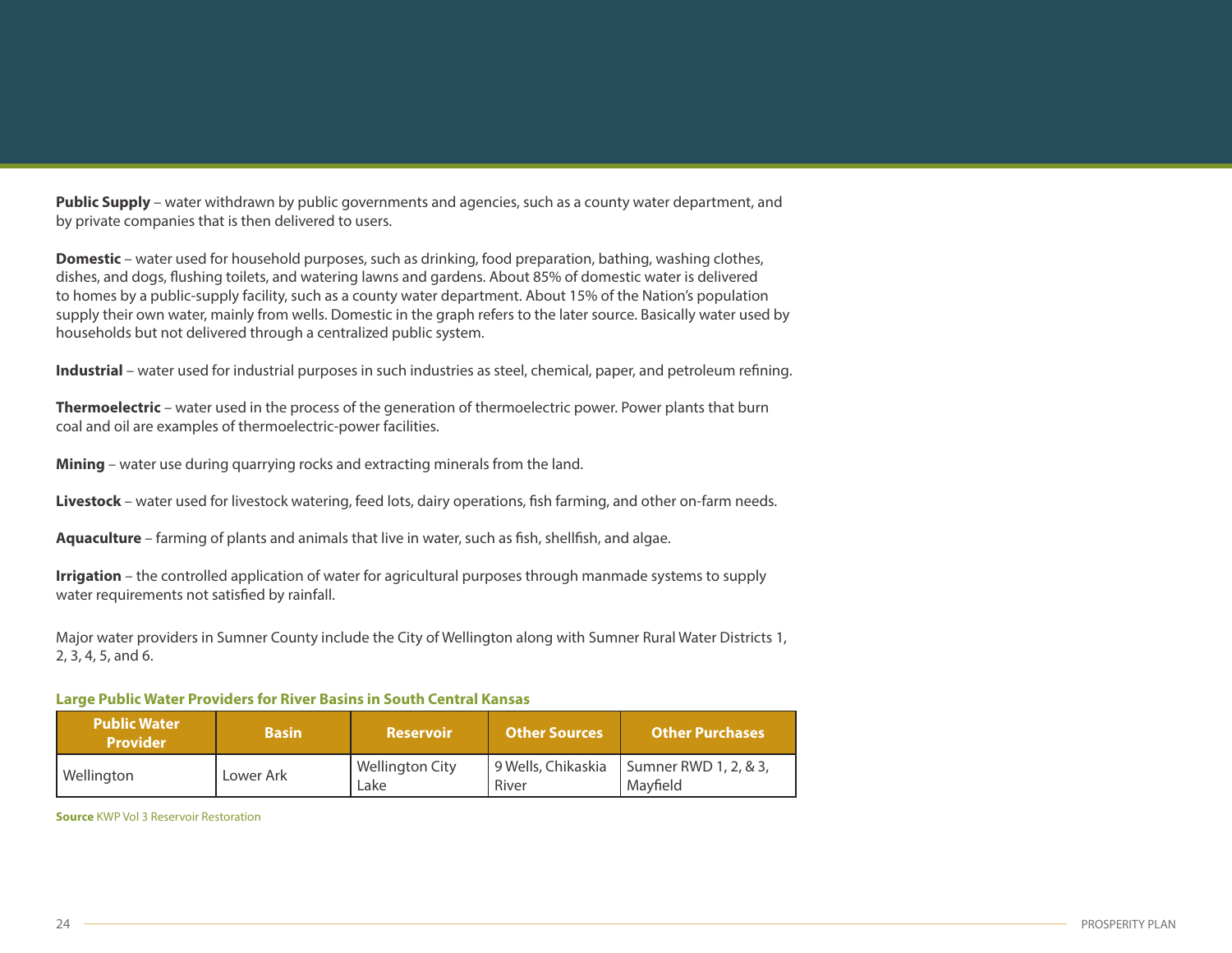**Public Supply** – water withdrawn by public governments and agencies, such as a county water department, and by private companies that is then delivered to users.

**Domestic** – water used for household purposes, such as drinking, food preparation, bathing, washing clothes, dishes, and dogs, flushing toilets, and watering lawns and gardens. About 85% of domestic water is delivered to homes by a public-supply facility, such as a county water department. About 15% of the Nation's population supply their own water, mainly from wells. Domestic in the graph refers to the later source. Basically water used by households but not delivered through a centralized public system.

**Industrial** – water used for industrial purposes in such industries as steel, chemical, paper, and petroleum refining.

**Thermoelectric** – water used in the process of the generation of thermoelectric power. Power plants that burn coal and oil are examples of thermoelectric-power facilities.

**Mining** – water use during quarrying rocks and extracting minerals from the land.

**Livestock** – water used for livestock watering, feed lots, dairy operations, fish farming, and other on-farm needs.

**Aquaculture** – farming of plants and animals that live in water, such as fish, shellfish, and algae.

**Irrigation** – the controlled application of water for agricultural purposes through manmade systems to supply water requirements not satisfied by rainfall.

Major water providers in Sumner County include the City of Wellington along with Sumner Rural Water Districts 1, 2, 3, 4, 5, and 6.

**Large Public Water Providers for River Basins in South Central Kansas**

| Public Water Provider | Basin | Reservoir | Other Sources | Other Purchases |
|---|---|---|---|---|
| Wellington | Lower Ark | Wellington City Lake | 9 Wells, Chikaskia River | Sumner RWD 1, 2, & 3, Mayfield |

**Source** KWP Vol 3 Reservoir Restoration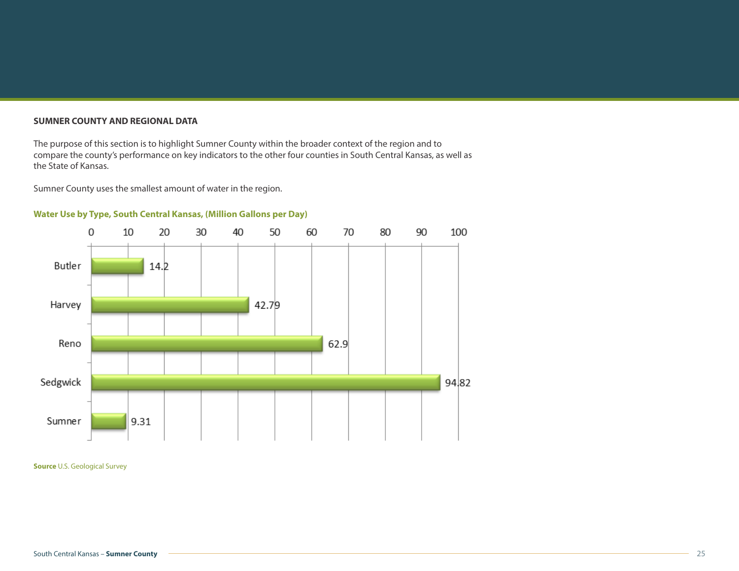## SUMNER COUNTY AND REGIONAL DATA

The purpose of this section is to highlight Sumner County within the broader context of the region and to compare the county's performance on key indicators to the other four counties in South Central Kansas, as well as the State of Kansas.

Sumner County uses the smallest amount of water in the region.

**Water Use by Type, South Central Kansas, (Million Gallons per Day)**

| County | Million Gallons per Day |
|---|---|
| Butler | 14.2 |
| Harvey | 42.79 |
| Reno | 62.9 |
| Sedgwick | 94.82 |
| Sumner | 9.31 |

**Source** U.S. Geological Survey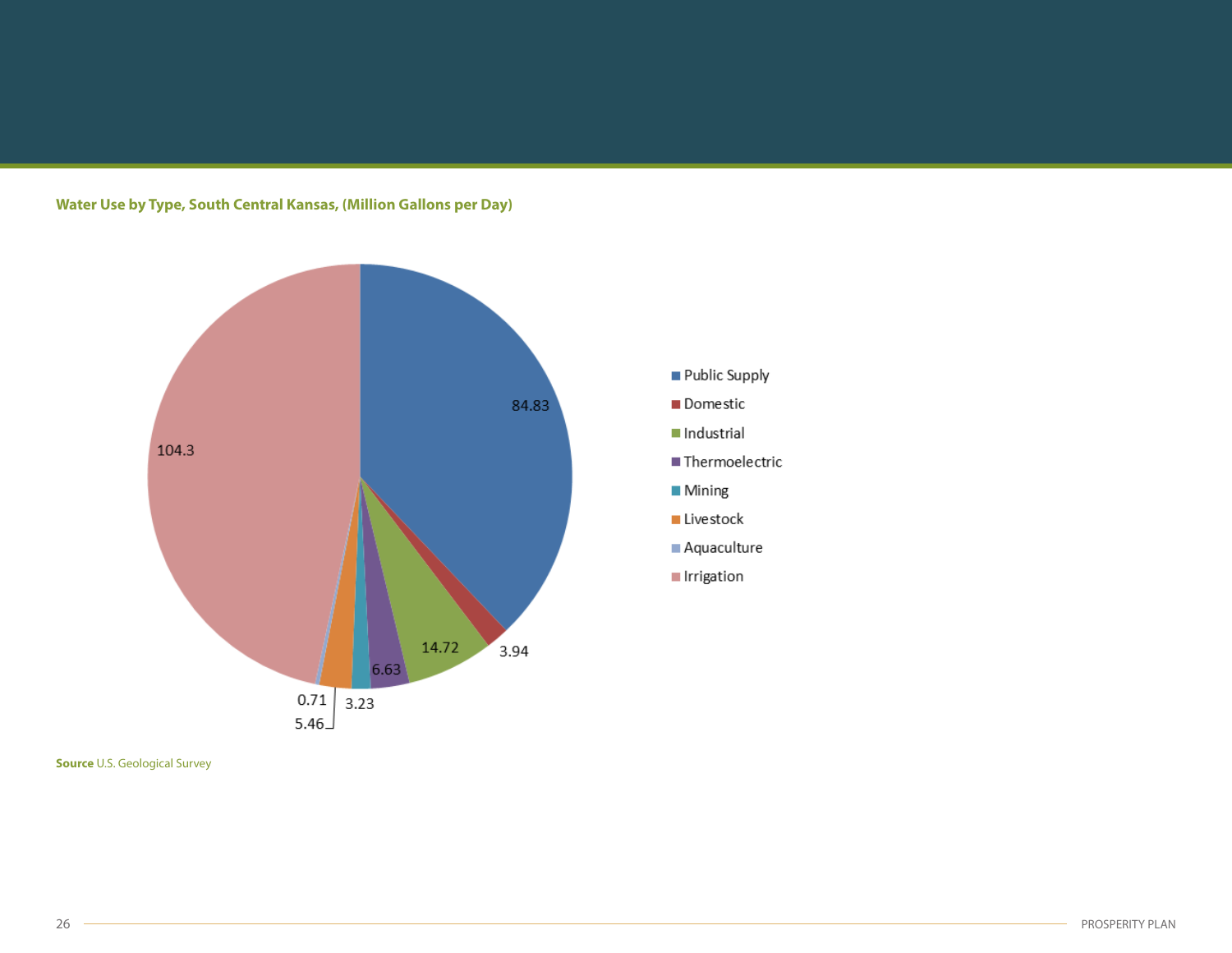**Water Use by Type, South Central Kansas, (Million Gallons per Day)**

| Type | Million Gallons per Day |
| --- | --- |
| Public Supply | 84.83 |
| Domestic | 3.94 |
| Industrial | 14.72 |
| Thermoelectric | 6.63 |
| Mining | 3.23 |
| Livestock | 5.46 |
| Aquaculture | 0.71 |
| Irrigation | 104.3 |

**Source** U.S. Geological Survey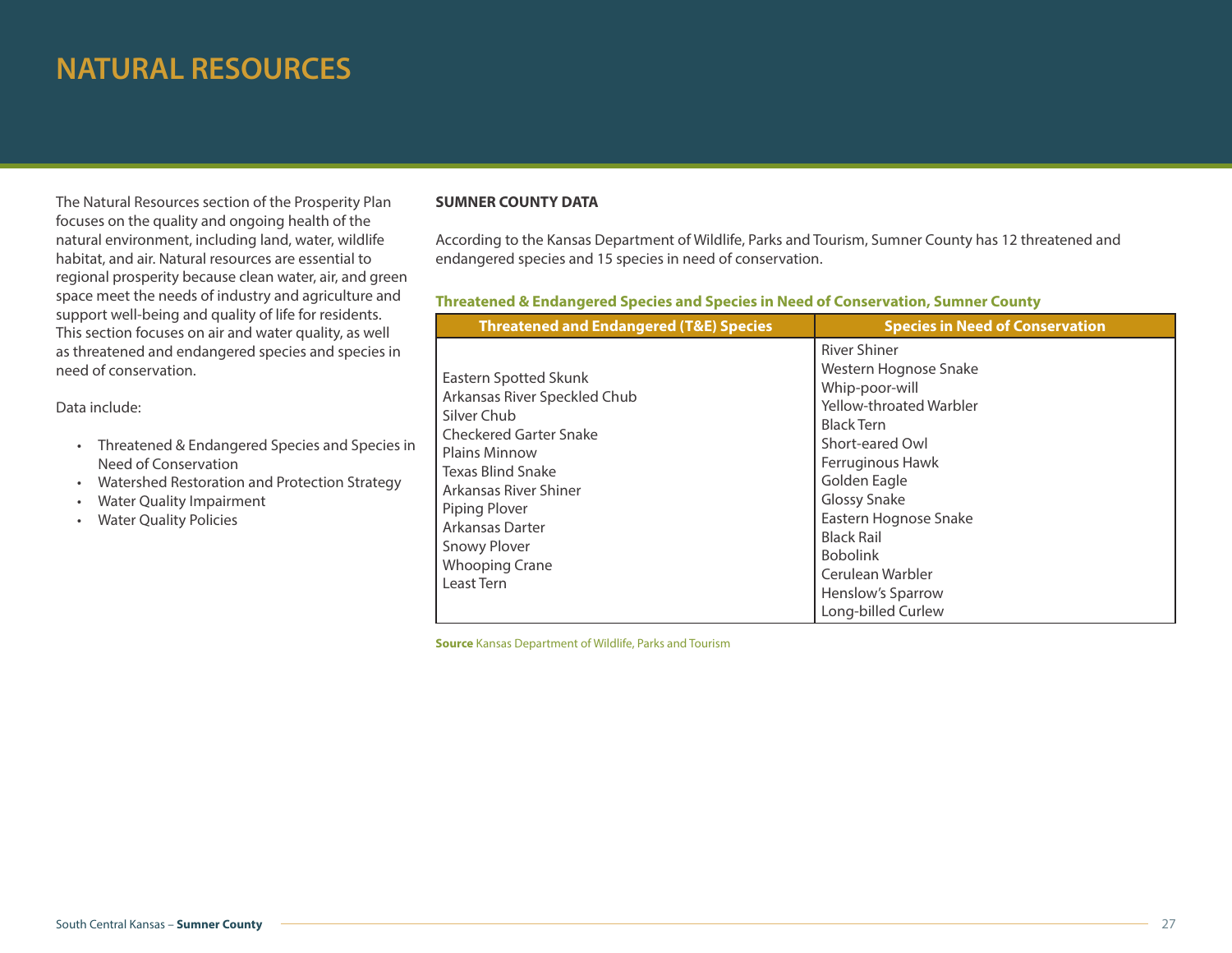# NATURAL RESOURCES

The Natural Resources section of the Prosperity Plan focuses on the quality and ongoing health of the natural environment, including land, water, wildlife habitat, and air. Natural resources are essential to regional prosperity because clean water, air, and green space meet the needs of industry and agriculture and support well-being and quality of life for residents. This section focuses on air and water quality, as well as threatened and endangered species and species in need of conservation.

Data include:

- Threatened & Endangered Species and Species in Need of Conservation
- Watershed Restoration and Protection Strategy
- Water Quality Impairment
- Water Quality Policies

## SUMNER COUNTY DATA

According to the Kansas Department of Wildlife, Parks and Tourism, Sumner County has 12 threatened and endangered species and 15 species in need of conservation.

**Threatened & Endangered Species and Species in Need of Conservation, Sumner County**

| Threatened and Endangered (T&E) Species | Species in Need of Conservation |
|---|---|
| Eastern Spotted Skunk | River Shiner |
| Arkansas River Speckled Chub | Western Hognose Snake |
| Silver Chub | Whip-poor-will |
| Checkered Garter Snake | Yellow-throated Warbler |
| Plains Minnow | Black Tern |
| Texas Blind Snake | Short-eared Owl |
| Arkansas River Shiner | Ferruginous Hawk |
| Piping Plover | Golden Eagle |
| Arkansas Darter | Glossy Snake |
| Snowy Plover | Eastern Hognose Snake |
| Whooping Crane | Black Rail |
| Least Tern | Bobolink |
| | Cerulean Warbler |
| | Henslow's Sparrow |
| | Long-billed Curlew |

**Source** Kansas Department of Wildlife, Parks and Tourism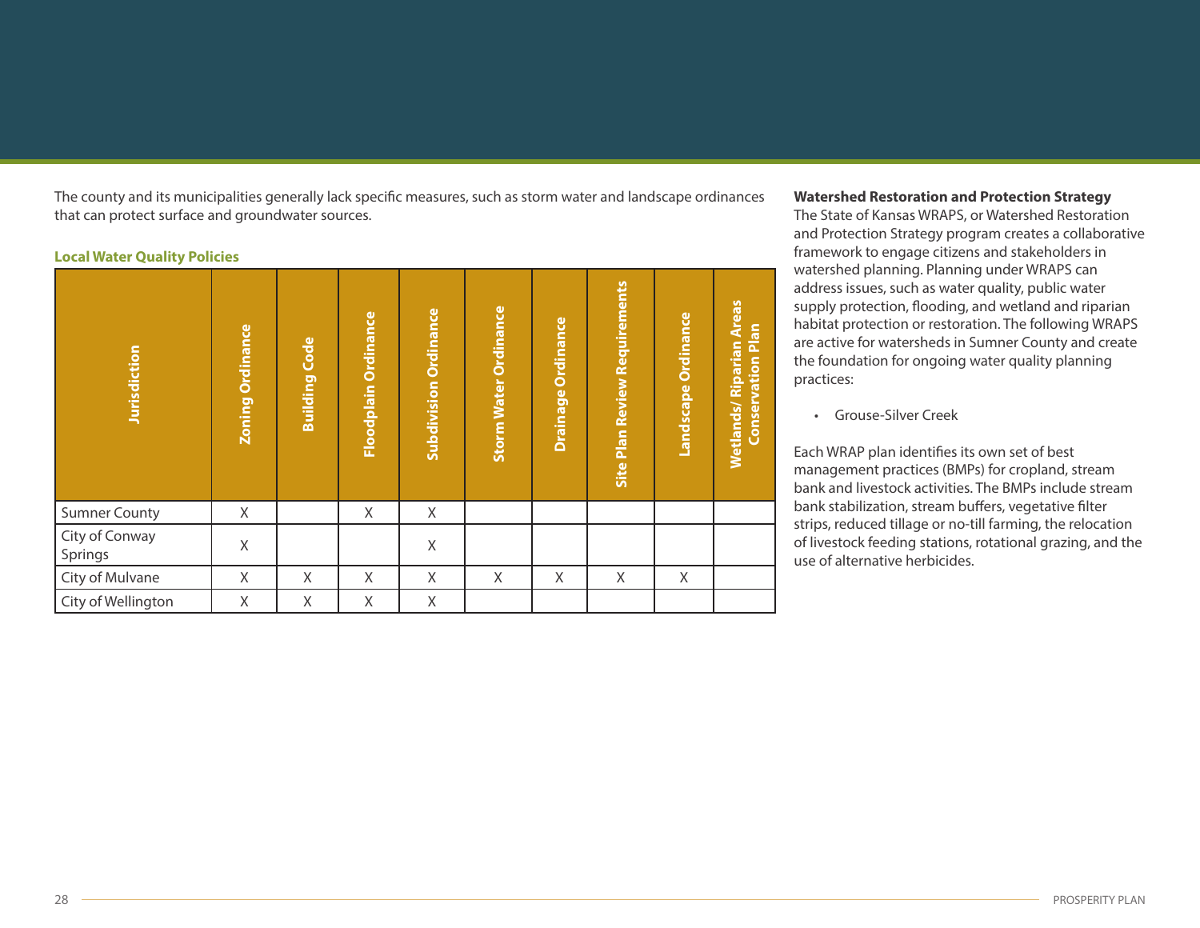The county and its municipalities generally lack specific measures, such as storm water and landscape ordinances that can protect surface and groundwater sources.

**Local Water Quality Policies**

| Jurisdiction | Zoning Ordinance | Building Code | Floodplain Ordinance | Subdivision Ordinance | Storm Water Ordinance | Drainage Ordinance | Site Plan Review Requirements | Landscape Ordinance | Wetlands/ Riparian Areas Conservation Plan |
|---|---|---|---|---|---|---|---|---|---|
| Sumner County | X | | X | X | | | | | |
| City of Conway Springs | X | | | X | | | | | |
| City of Mulvane | X | X | X | X | X | X | X | X | |
| City of Wellington | X | X | X | X | | | | | |

**Watershed Restoration and Protection Strategy**

The State of Kansas WRAPS, or Watershed Restoration and Protection Strategy program creates a collaborative framework to engage citizens and stakeholders in watershed planning. Planning under WRAPS can address issues, such as water quality, public water supply protection, flooding, and wetland and riparian habitat protection or restoration. The following WRAPS are active for watersheds in Sumner County and create the foundation for ongoing water quality planning practices:

- Grouse-Silver Creek

Each WRAP plan identifies its own set of best management practices (BMPs) for cropland, stream bank and livestock activities. The BMPs include stream bank stabilization, stream buffers, vegetative filter strips, reduced tillage or no-till farming, the relocation of livestock feeding stations, rotational grazing, and the use of alternative herbicides.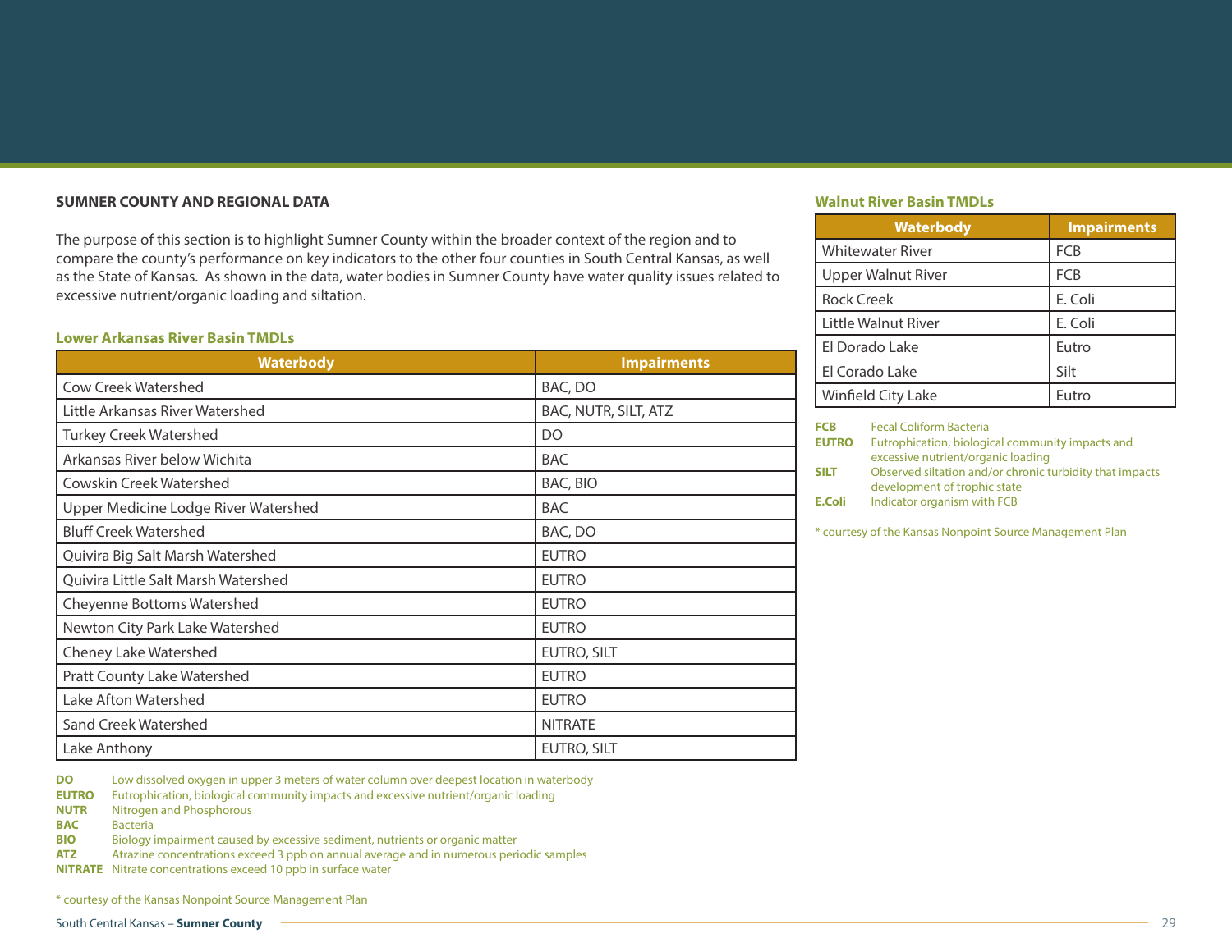## SUMNER COUNTY AND REGIONAL DATA

The purpose of this section is to highlight Sumner County within the broader context of the region and to compare the county's performance on key indicators to the other four counties in South Central Kansas, as well as the State of Kansas. As shown in the data, water bodies in Sumner County have water quality issues related to excessive nutrient/organic loading and siltation.

### Lower Arkansas River Basin TMDLs

| Waterbody | Impairments |
|---|---|
| Cow Creek Watershed | BAC, DO |
| Little Arkansas River Watershed | BAC, NUTR, SILT, ATZ |
| Turkey Creek Watershed | DO |
| Arkansas River below Wichita | BAC |
| Cowskin Creek Watershed | BAC, BIO |
| Upper Medicine Lodge River Watershed | BAC |
| Bluff Creek Watershed | BAC, DO |
| Quivira Big Salt Marsh Watershed | EUTRO |
| Quivira Little Salt Marsh Watershed | EUTRO |
| Cheyenne Bottoms Watershed | EUTRO |
| Newton City Park Lake Watershed | EUTRO |
| Cheney Lake Watershed | EUTRO, SILT |
| Pratt County Lake Watershed | EUTRO |
| Lake Afton Watershed | EUTRO |
| Sand Creek Watershed | NITRATE |
| Lake Anthony | EUTRO, SILT |

**DO** Low dissolved oxygen in upper 3 meters of water column over deepest location in waterbody
**EUTRO** Eutrophication, biological community impacts and excessive nutrient/organic loading
**NUTR** Nitrogen and Phosphorous
**BAC** Bacteria
**BIO** Biology impairment caused by excessive sediment, nutrients or organic matter
**ATZ** Atrazine concentrations exceed 3 ppb on annual average and in numerous periodic samples
**NITRATE** Nitrate concentrations exceed 10 ppb in surface water

* courtesy of the Kansas Nonpoint Source Management Plan

### Walnut River Basin TMDLs

| Waterbody | Impairments |
|---|---|
| Whitewater River | FCB |
| Upper Walnut River | FCB |
| Rock Creek | E. Coli |
| Little Walnut River | E. Coli |
| El Dorado Lake | Eutro |
| El Corado Lake | Silt |
| Winfield City Lake | Eutro |

**FCB** Fecal Coliform Bacteria
**EUTRO** Eutrophication, biological community impacts and excessive nutrient/organic loading
**SILT** Observed siltation and/or chronic turbidity that impacts development of trophic state
**E.Coli** Indicator organism with FCB

* courtesy of the Kansas Nonpoint Source Management Plan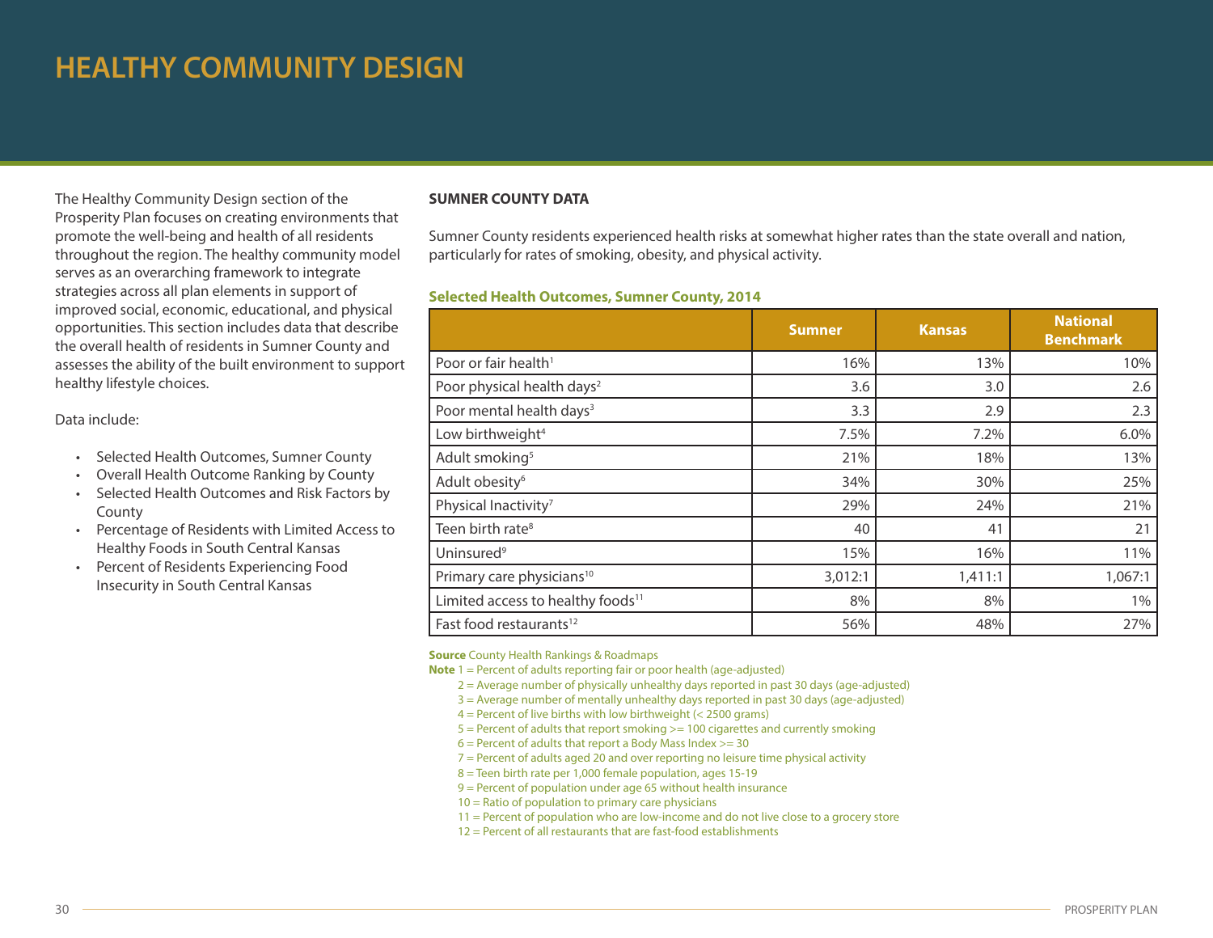# HEALTHY COMMUNITY DESIGN

The Healthy Community Design section of the Prosperity Plan focuses on creating environments that promote the well-being and health of all residents throughout the region. The healthy community model serves as an overarching framework to integrate strategies across all plan elements in support of improved social, economic, educational, and physical opportunities. This section includes data that describe the overall health of residents in Sumner County and assesses the ability of the built environment to support healthy lifestyle choices.

Data include:

- Selected Health Outcomes, Sumner County
- Overall Health Outcome Ranking by County
- Selected Health Outcomes and Risk Factors by County
- Percentage of Residents with Limited Access to Healthy Foods in South Central Kansas
- Percent of Residents Experiencing Food Insecurity in South Central Kansas

**SUMNER COUNTY DATA**

Sumner County residents experienced health risks at somewhat higher rates than the state overall and nation, particularly for rates of smoking, obesity, and physical activity.

**Selected Health Outcomes, Sumner County, 2014**

| | Sumner | Kansas | National Benchmark |
|---|---|---|---|
| Poor or fair health[1] | 16% | 13% | 10% |
| Poor physical health days[2] | 3.6 | 3.0 | 2.6 |
| Poor mental health days[3] | 3.3 | 2.9 | 2.3 |
| Low birthweight[4] | 7.5% | 7.2% | 6.0% |
| Adult smoking[5] | 21% | 18% | 13% |
| Adult obesity[6] | 34% | 30% | 25% |
| Physical Inactivity[7] | 29% | 24% | 21% |
| Teen birth rate[8] | 40 | 41 | 21 |
| Uninsured[9] | 15% | 16% | 11% |
| Primary care physicians[10] | 3,012:1 | 1,411:1 | 1,067:1 |
| Limited access to healthy foods[11] | 8% | 8% | 1% |
| Fast food restaurants[12] | 56% | 48% | 27% |

**Source** County Health Rankings & Roadmaps

**Note** 1 = Percent of adults reporting fair or poor health (age-adjusted)
2 = Average number of physically unhealthy days reported in past 30 days (age-adjusted)
3 = Average number of mentally unhealthy days reported in past 30 days (age-adjusted)
4 = Percent of live births with low birthweight (< 2500 grams)
5 = Percent of adults that report smoking >= 100 cigarettes and currently smoking
6 = Percent of adults that report a Body Mass Index >= 30
7 = Percent of adults aged 20 and over reporting no leisure time physical activity
8 = Teen birth rate per 1,000 female population, ages 15-19
9 = Percent of population under age 65 without health insurance
10 = Ratio of population to primary care physicians
11 = Percent of population who are low-income and do not live close to a grocery store
12 = Percent of all restaurants that are fast-food establishments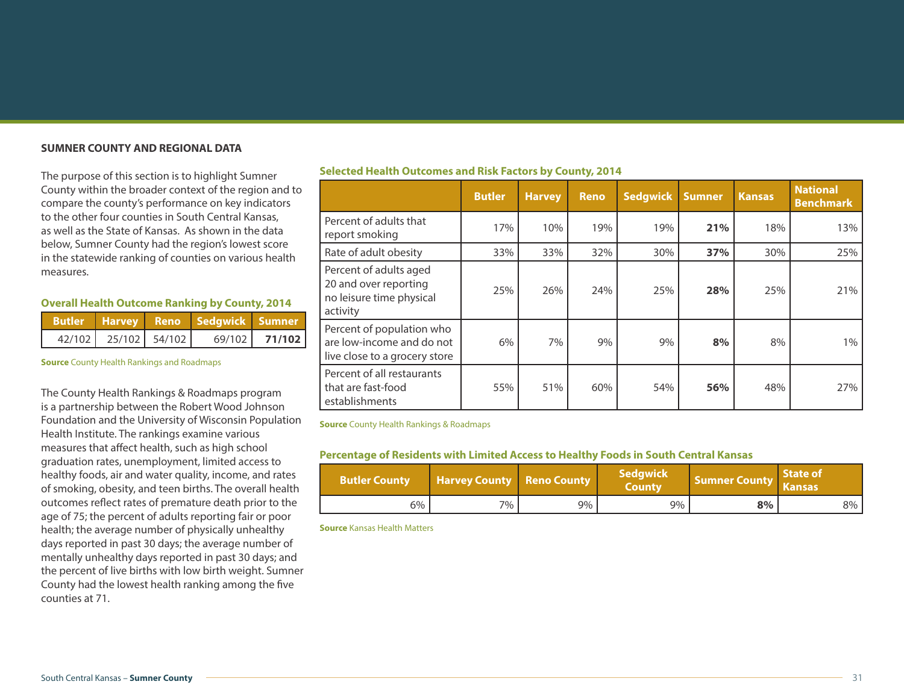## SUMNER COUNTY AND REGIONAL DATA

The purpose of this section is to highlight Sumner County within the broader context of the region and to compare the county's performance on key indicators to the other four counties in South Central Kansas, as well as the State of Kansas. As shown in the data below, Sumner County had the region's lowest score in the statewide ranking of counties on various health measures.

### Overall Health Outcome Ranking by County, 2014

| Butler | Harvey | Reno | Sedgwick | Sumner |
|---|---|---|---|---|
| 42/102 | 25/102 | 54/102 | 69/102 | **71/102** |

**Source** County Health Rankings and Roadmaps

The County Health Rankings & Roadmaps program is a partnership between the Robert Wood Johnson Foundation and the University of Wisconsin Population Health Institute. The rankings examine various measures that affect health, such as high school graduation rates, unemployment, limited access to healthy foods, air and water quality, income, and rates of smoking, obesity, and teen births. The overall health outcomes reflect rates of premature death prior to the age of 75; the percent of adults reporting fair or poor health; the average number of physically unhealthy days reported in past 30 days; the average number of mentally unhealthy days reported in past 30 days; and the percent of live births with low birth weight. Sumner County had the lowest health ranking among the five counties at 71.

### Selected Health Outcomes and Risk Factors by County, 2014

| | Butler | Harvey | Reno | Sedgwick | Sumner | Kansas | National Benchmark |
|---|---|---|---|---|---|---|---|
| Percent of adults that report smoking | 17% | 10% | 19% | 19% | **21%** | 18% | 13% |
| Rate of adult obesity | 33% | 33% | 32% | 30% | **37%** | 30% | 25% |
| Percent of adults aged 20 and over reporting no leisure time physical activity | 25% | 26% | 24% | 25% | **28%** | 25% | 21% |
| Percent of population who are low-income and do not live close to a grocery store | 6% | 7% | 9% | 9% | **8%** | 8% | 1% |
| Percent of all restaurants that are fast-food establishments | 55% | 51% | 60% | 54% | **56%** | 48% | 27% |

**Source** County Health Rankings & Roadmaps

### Percentage of Residents with Limited Access to Healthy Foods in South Central Kansas

| Butler County | Harvey County | Reno County | Sedgwick County | Sumner County | State of Kansas |
|---|---|---|---|---|---|
| 6% | 7% | 9% | 9% | **8%** | 8% |

**Source** Kansas Health Matters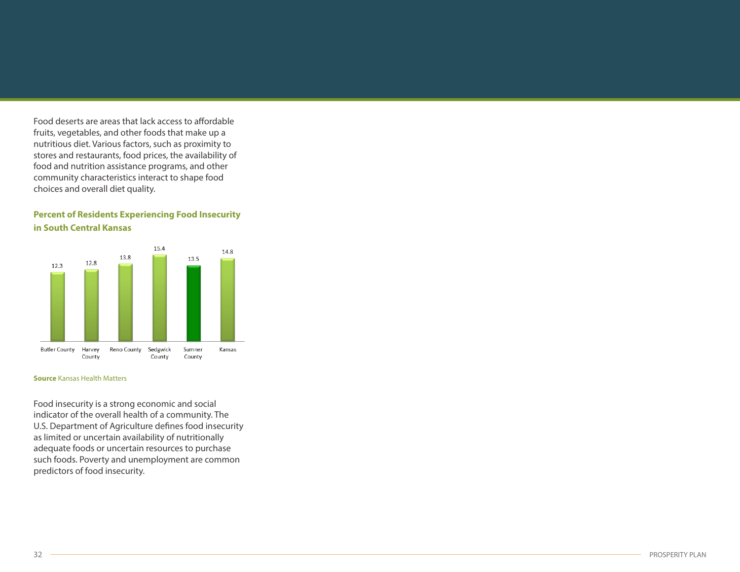Food deserts are areas that lack access to affordable fruits, vegetables, and other foods that make up a nutritious diet. Various factors, such as proximity to stores and restaurants, food prices, the availability of food and nutrition assistance programs, and other community characteristics interact to shape food choices and overall diet quality.

**Percent of Residents Experiencing Food Insecurity in South Central Kansas**

12.3
12.8
13.8
15.4
13.5
14.8

Butler County
Harvey County
Reno County
Sedgwick County
Sumner County
Kansas

**Source** Kansas Health Matters

Food insecurity is a strong economic and social indicator of the overall health of a community. The U.S. Department of Agriculture defines food insecurity as limited or uncertain availability of nutritionally adequate foods or uncertain resources to purchase such foods. Poverty and unemployment are common predictors of food insecurity.